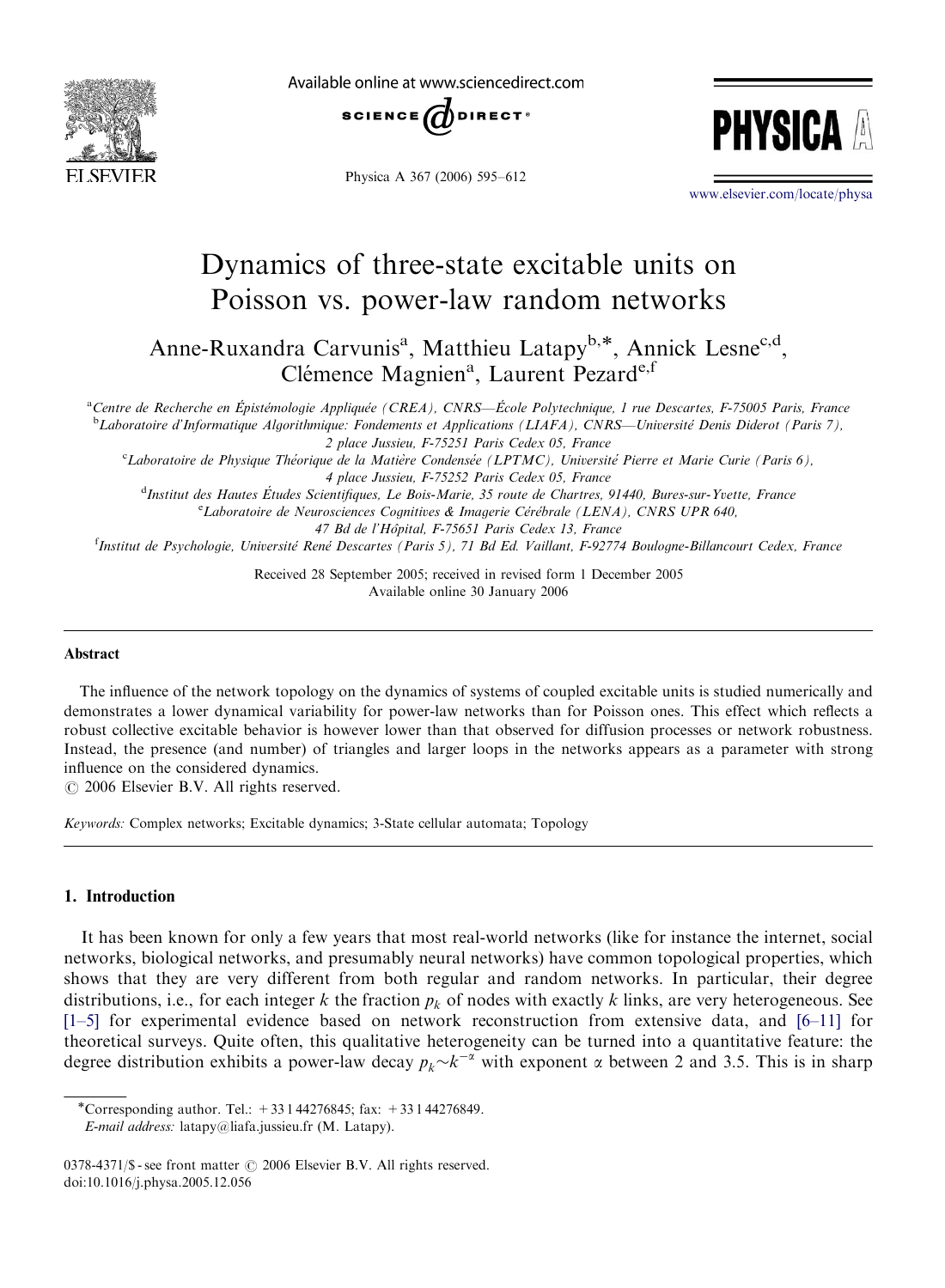# Dynamics of three-state excitable units on Poisson vs. power-law random networks

Anne-Ruxandra Carvunis[a], Matthieu Latapy[b,*], Annick Lesne[c,d], Clémence Magnien[a], Laurent Pezard[e,f]

[a]Centre de Recherche en Épistémologie Appliquée (CREA), CNRS—École Polytechnique, 1 rue Descartes, F-75005 Paris, France

[b]Laboratoire d'Informatique Algorithmique: Fondements et Applications (LIAFA), CNRS—Université Denis Diderot (Paris 7), 2 place Jussieu, F-75251 Paris Cedex 05, France

[c]Laboratoire de Physique Théorique de la Matière Condensée (LPTMC), Université Pierre et Marie Curie (Paris 6), 4 place Jussieu, F-75252 Paris Cedex 05, France

[d]Institut des Hautes Études Scientifiques, Le Bois-Marie, 35 route de Chartres, 91440, Bures-sur-Yvette, France

[e]Laboratoire de Neurosciences Cognitives & Imagerie Cérébrale (LENA), CNRS UPR 640, 47 Bd de l'Hôpital, F-75651 Paris Cedex 13, France

[f]Institut de Psychologie, Université René Descartes (Paris 5), 71 Bd Ed. Vaillant, F-92774 Boulogne-Billancourt Cedex, France

Received 28 September 2005; received in revised form 1 December 2005
Available online 30 January 2006

## Abstract

The influence of the network topology on the dynamics of systems of coupled excitable units is studied numerically and demonstrates a lower dynamical variability for power-law networks than for Poisson ones. This effect which reflects a robust collective excitable behavior is however lower than that observed for diffusion processes or network robustness. Instead, the presence (and number) of triangles and larger loops in the networks appears as a parameter with strong influence on the considered dynamics.

© 2006 Elsevier B.V. All rights reserved.

*Keywords:* Complex networks; Excitable dynamics; 3-State cellular automata; Topology

## 1. Introduction

It has been known for only a few years that most real-world networks (like for instance the internet, social networks, biological networks, and presumably neural networks) have common topological properties, which shows that they are very different from both regular and random networks. In particular, their degree distributions, i.e., for each integer $k$ the fraction $p_k$ of nodes with exactly $k$ links, are very heterogeneous. See [1–5] for experimental evidence based on network reconstruction from extensive data, and [6–11] for theoretical surveys. Quite often, this qualitative heterogeneity can be turned into a quantitative feature: the degree distribution exhibits a power-law decay $p_k \sim k^{-\alpha}$ with exponent $\alpha$ between 2 and 3.5. This is in sharp

*Corresponding author. Tel.: +33 1 44276845; fax: +33 1 44276849.
*E-mail address:* latapy@liafa.jussieu.fr (M. Latapy).

0378-4371/$ - see front matter © 2006 Elsevier B.V. All rights reserved.
doi:10.1016/j.physa.2005.12.056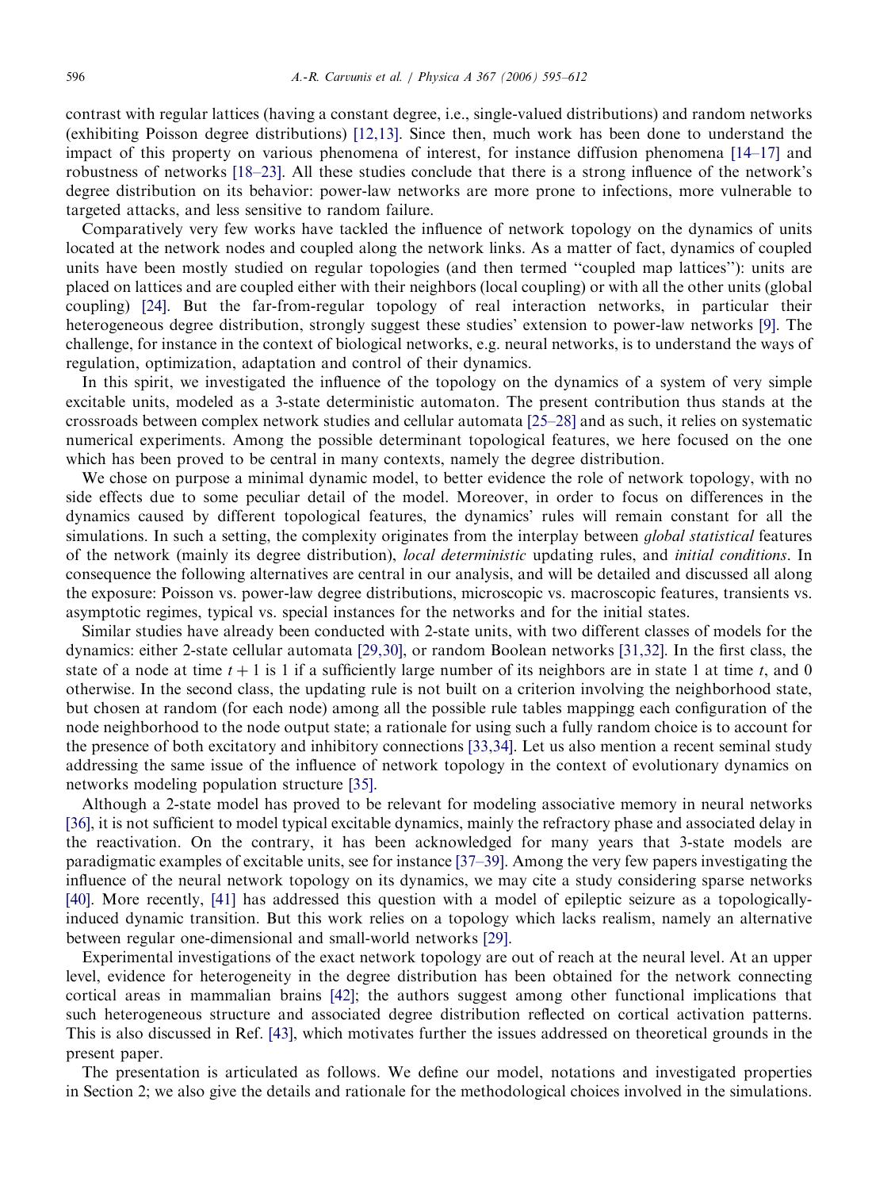contrast with regular lattices (having a constant degree, i.e., single-valued distributions) and random networks (exhibiting Poisson degree distributions) [12,13]. Since then, much work has been done to understand the impact of this property on various phenomena of interest, for instance diffusion phenomena [14–17] and robustness of networks [18–23]. All these studies conclude that there is a strong influence of the network's degree distribution on its behavior: power-law networks are more prone to infections, more vulnerable to targeted attacks, and less sensitive to random failure.

Comparatively very few works have tackled the influence of network topology on the dynamics of units located at the network nodes and coupled along the network links. As a matter of fact, dynamics of coupled units have been mostly studied on regular topologies (and then termed "coupled map lattices"): units are placed on lattices and are coupled either with their neighbors (local coupling) or with all the other units (global coupling) [24]. But the far-from-regular topology of real interaction networks, in particular their heterogeneous degree distribution, strongly suggest these studies' extension to power-law networks [9]. The challenge, for instance in the context of biological networks, e.g. neural networks, is to understand the ways of regulation, optimization, adaptation and control of their dynamics.

In this spirit, we investigated the influence of the topology on the dynamics of a system of very simple excitable units, modeled as a 3-state deterministic automaton. The present contribution thus stands at the crossroads between complex network studies and cellular automata [25–28] and as such, it relies on systematic numerical experiments. Among the possible determinant topological features, we here focused on the one which has been proved to be central in many contexts, namely the degree distribution.

We chose on purpose a minimal dynamic model, to better evidence the role of network topology, with no side effects due to some peculiar detail of the model. Moreover, in order to focus on differences in the dynamics caused by different topological features, the dynamics' rules will remain constant for all the simulations. In such a setting, the complexity originates from the interplay between *global statistical* features of the network (mainly its degree distribution), *local deterministic* updating rules, and *initial conditions*. In consequence the following alternatives are central in our analysis, and will be detailed and discussed all along the exposure: Poisson vs. power-law degree distributions, microscopic vs. macroscopic features, transients vs. asymptotic regimes, typical vs. special instances for the networks and for the initial states.

Similar studies have already been conducted with 2-state units, with two different classes of models for the dynamics: either 2-state cellular automata [29,30], or random Boolean networks [31,32]. In the first class, the state of a node at time $t+1$ is 1 if a sufficiently large number of its neighbors are in state 1 at time $t$, and 0 otherwise. In the second class, the updating rule is not built on a criterion involving the neighborhood state, but chosen at random (for each node) among all the possible rule tables mappingg each configuration of the node neighborhood to the node output state; a rationale for using such a fully random choice is to account for the presence of both excitatory and inhibitory connections [33,34]. Let us also mention a recent seminal study addressing the same issue of the influence of network topology in the context of evolutionary dynamics on networks modeling population structure [35].

Although a 2-state model has proved to be relevant for modeling associative memory in neural networks [36], it is not sufficient to model typical excitable dynamics, mainly the refractory phase and associated delay in the reactivation. On the contrary, it has been acknowledged for many years that 3-state models are paradigmatic examples of excitable units, see for instance [37–39]. Among the very few papers investigating the influence of the neural network topology on its dynamics, we may cite a study considering sparse networks [40]. More recently, [41] has addressed this question with a model of epileptic seizure as a topologically-induced dynamic transition. But this work relies on a topology which lacks realism, namely an alternative between regular one-dimensional and small-world networks [29].

Experimental investigations of the exact network topology are out of reach at the neural level. At an upper level, evidence for heterogeneity in the degree distribution has been obtained for the network connecting cortical areas in mammalian brains [42]; the authors suggest among other functional implications that such heterogeneous structure and associated degree distribution reflected on cortical activation patterns. This is also discussed in Ref. [43], which motivates further the issues addressed on theoretical grounds in the present paper.

The presentation is articulated as follows. We define our model, notations and investigated properties in Section 2; we also give the details and rationale for the methodological choices involved in the simulations.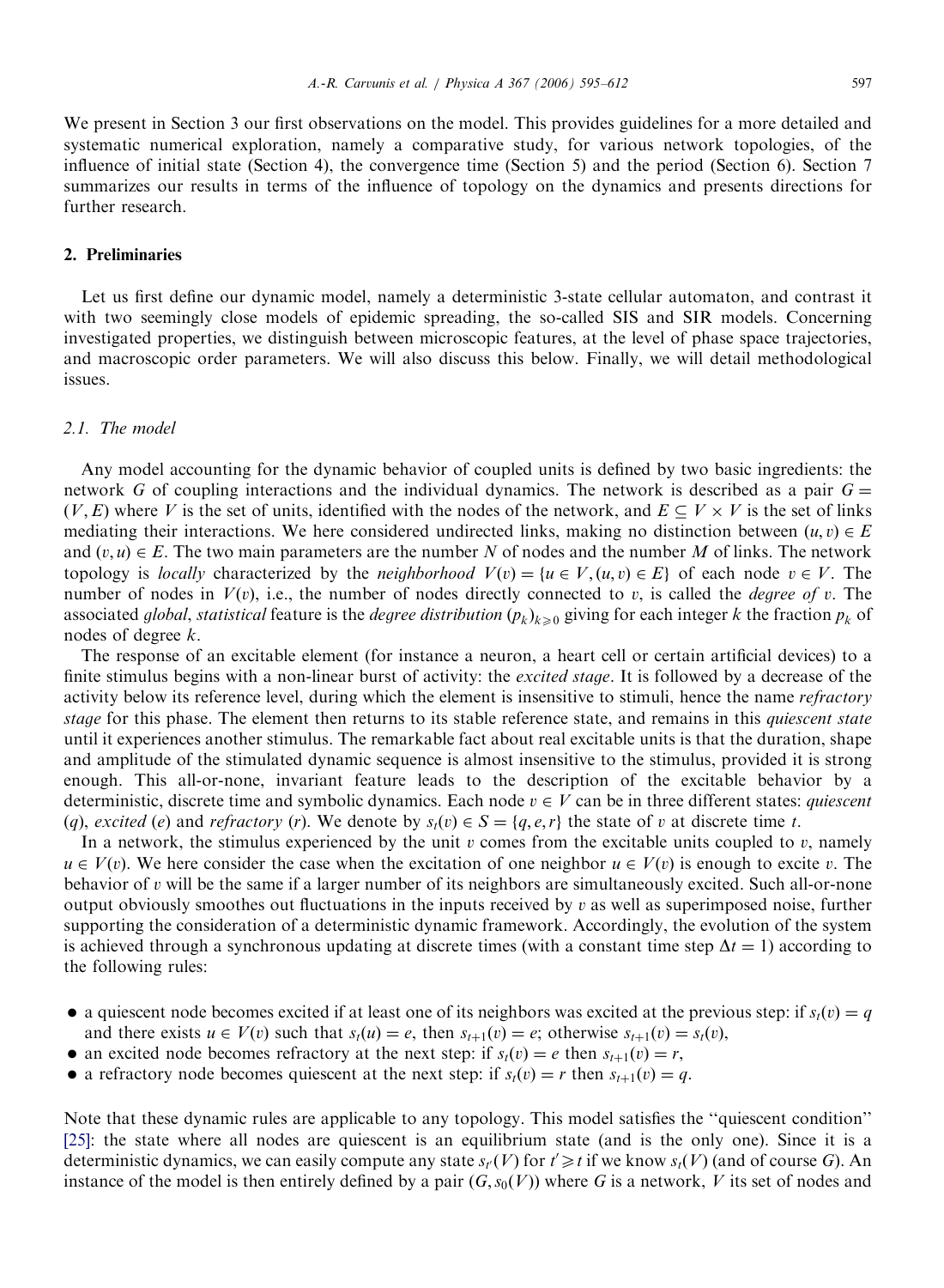We present in Section 3 our first observations on the model. This provides guidelines for a more detailed and systematic numerical exploration, namely a comparative study, for various network topologies, of the influence of initial state (Section 4), the convergence time (Section 5) and the period (Section 6). Section 7 summarizes our results in terms of the influence of topology on the dynamics and presents directions for further research.

## 2. Preliminaries

Let us first define our dynamic model, namely a deterministic 3-state cellular automaton, and contrast it with two seemingly close models of epidemic spreading, the so-called SIS and SIR models. Concerning investigated properties, we distinguish between microscopic features, at the level of phase space trajectories, and macroscopic order parameters. We will also discuss this below. Finally, we will detail methodological issues.

### 2.1. The model

Any model accounting for the dynamic behavior of coupled units is defined by two basic ingredients: the network $G$ of coupling interactions and the individual dynamics. The network is described as a pair $G = (V, E)$ where $V$ is the set of units, identified with the nodes of the network, and $E \subseteq V \times V$ is the set of links mediating their interactions. We here considered undirected links, making no distinction between $(u, v) \in E$ and $(v, u) \in E$. The two main parameters are the number $N$ of nodes and the number $M$ of links. The network topology is *locally* characterized by the *neighborhood* $V(v) = \{u \in V, (u, v) \in E\}$ of each node $v \in V$. The number of nodes in $V(v)$, i.e., the number of nodes directly connected to $v$, is called the *degree of* $v$. The associated *global*, *statistical* feature is the *degree distribution* $(p_k)_{k \geq 0}$ giving for each integer $k$ the fraction $p_k$ of nodes of degree $k$.

The response of an excitable element (for instance a neuron, a heart cell or certain artificial devices) to a finite stimulus begins with a non-linear burst of activity: the *excited stage*. It is followed by a decrease of the activity below its reference level, during which the element is insensitive to stimuli, hence the name *refractory stage* for this phase. The element then returns to its stable reference state, and remains in this *quiescent state* until it experiences another stimulus. The remarkable fact about real excitable units is that the duration, shape and amplitude of the stimulated dynamic sequence is almost insensitive to the stimulus, provided it is strong enough. This all-or-none, invariant feature leads to the description of the excitable behavior by a deterministic, discrete time and symbolic dynamics. Each node $v \in V$ can be in three different states: *quiescent* ($q$), *excited* ($e$) and *refractory* ($r$). We denote by $s_t(v) \in S = \{q, e, r\}$ the state of $v$ at discrete time $t$.

In a network, the stimulus experienced by the unit $v$ comes from the excitable units coupled to $v$, namely $u \in V(v)$. We here consider the case when the excitation of one neighbor $u \in V(v)$ is enough to excite $v$. The behavior of $v$ will be the same if a larger number of its neighbors are simultaneously excited. Such all-or-none output obviously smoothes out fluctuations in the inputs received by $v$ as well as superimposed noise, further supporting the consideration of a deterministic dynamic framework. Accordingly, the evolution of the system is achieved through a synchronous updating at discrete times (with a constant time step $\Delta t = 1$) according to the following rules:

- a quiescent node becomes excited if at least one of its neighbors was excited at the previous step: if $s_t(v) = q$ and there exists $u \in V(v)$ such that $s_t(u) = e$, then $s_{t+1}(v) = e$; otherwise $s_{t+1}(v) = s_t(v)$,
- an excited node becomes refractory at the next step: if $s_t(v) = e$ then $s_{t+1}(v) = r$,
- a refractory node becomes quiescent at the next step: if $s_t(v) = r$ then $s_{t+1}(v) = q$.

Note that these dynamic rules are applicable to any topology. This model satisfies the "quiescent condition" [25]: the state where all nodes are quiescent is an equilibrium state (and is the only one). Since it is a deterministic dynamics, we can easily compute any state $s_{t'}(V)$ for $t' \geq t$ if we know $s_t(V)$ (and of course $G$). An instance of the model is then entirely defined by a pair $(G, s_0(V))$ where $G$ is a network, $V$ its set of nodes and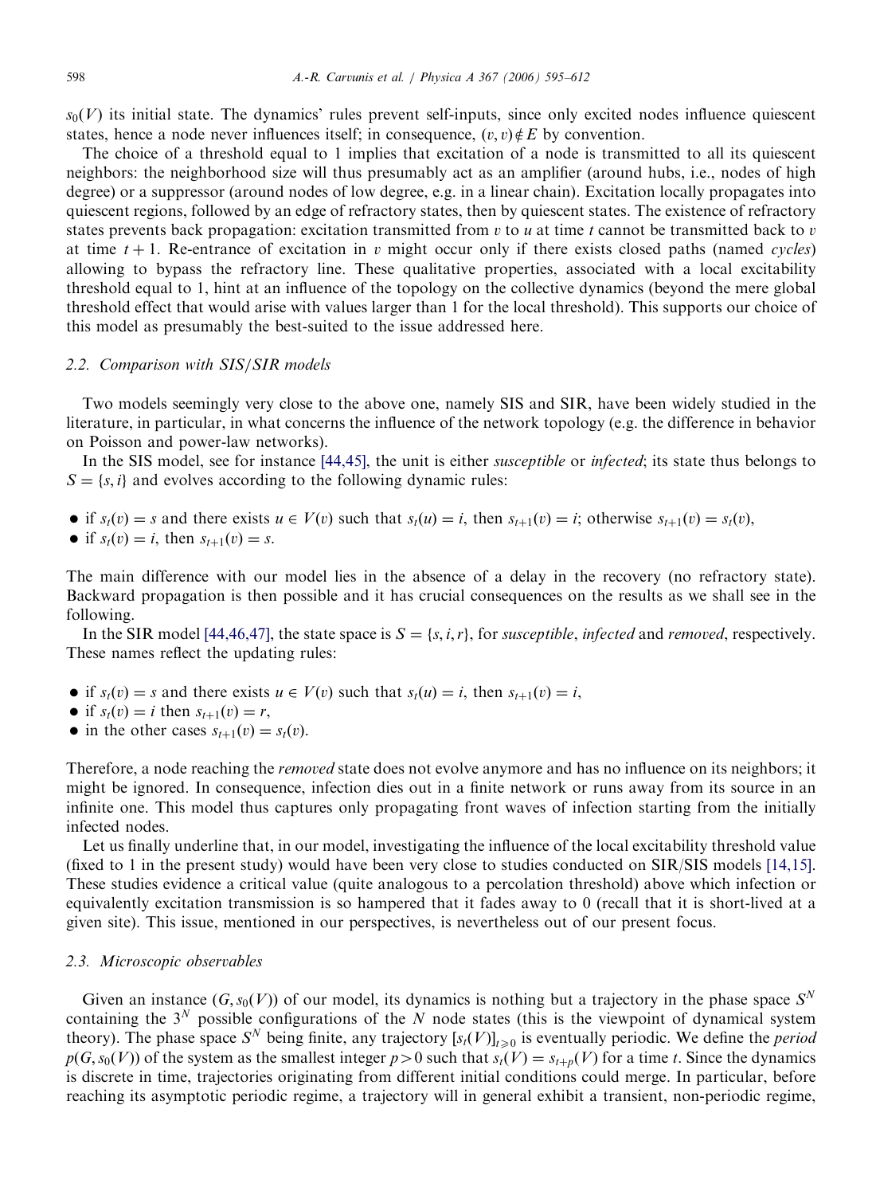$s_0(V)$ its initial state. The dynamics' rules prevent self-inputs, since only excited nodes influence quiescent states, hence a node never influences itself; in consequence, $(v, v) \notin E$ by convention.

The choice of a threshold equal to 1 implies that excitation of a node is transmitted to all its quiescent neighbors: the neighborhood size will thus presumably act as an amplifier (around hubs, i.e., nodes of high degree) or a suppressor (around nodes of low degree, e.g. in a linear chain). Excitation locally propagates into quiescent regions, followed by an edge of refractory states, then by quiescent states. The existence of refractory states prevents back propagation: excitation transmitted from $v$ to $u$ at time $t$ cannot be transmitted back to $v$ at time $t+1$. Re-entrance of excitation in $v$ might occur only if there exists closed paths (named *cycles*) allowing to bypass the refractory line. These qualitative properties, associated with a local excitability threshold equal to 1, hint at an influence of the topology on the collective dynamics (beyond the mere global threshold effect that would arise with values larger than 1 for the local threshold). This supports our choice of this model as presumably the best-suited to the issue addressed here.

### 2.2. Comparison with SIS/SIR models

Two models seemingly very close to the above one, namely SIS and SIR, have been widely studied in the literature, in particular, in what concerns the influence of the network topology (e.g. the difference in behavior on Poisson and power-law networks).

In the SIS model, see for instance [44,45], the unit is either *susceptible* or *infected*; its state thus belongs to $S = \{s, i\}$ and evolves according to the following dynamic rules:

- if $s_t(v) = s$ and there exists $u \in V(v)$ such that $s_t(u) = i$, then $s_{t+1}(v) = i$; otherwise $s_{t+1}(v) = s_t(v)$,
- if $s_t(v) = i$, then $s_{t+1}(v) = s$.

The main difference with our model lies in the absence of a delay in the recovery (no refractory state). Backward propagation is then possible and it has crucial consequences on the results as we shall see in the following.

In the SIR model [44,46,47], the state space is $S = \{s, i, r\}$, for *susceptible*, *infected* and *removed*, respectively. These names reflect the updating rules:

- if $s_t(v) = s$ and there exists $u \in V(v)$ such that $s_t(u) = i$, then $s_{t+1}(v) = i$,
- if $s_t(v) = i$ then $s_{t+1}(v) = r$,
- in the other cases $s_{t+1}(v) = s_t(v)$.

Therefore, a node reaching the *removed* state does not evolve anymore and has no influence on its neighbors; it might be ignored. In consequence, infection dies out in a finite network or runs away from its source in an infinite one. This model thus captures only propagating front waves of infection starting from the initially infected nodes.

Let us finally underline that, in our model, investigating the influence of the local excitability threshold value (fixed to 1 in the present study) would have been very close to studies conducted on SIR/SIS models [14,15]. These studies evidence a critical value (quite analogous to a percolation threshold) above which infection or equivalently excitation transmission is so hampered that it fades away to 0 (recall that it is short-lived at a given site). This issue, mentioned in our perspectives, is nevertheless out of our present focus.

### 2.3. Microscopic observables

Given an instance $(G, s_0(V))$ of our model, its dynamics is nothing but a trajectory in the phase space $S^N$ containing the $3^N$ possible configurations of the $N$ node states (this is the viewpoint of dynamical system theory). The phase space $S^N$ being finite, any trajectory $[s_t(V)]_{t \geq 0}$ is eventually periodic. We define the *period* $p(G, s_0(V))$ of the system as the smallest integer $p > 0$ such that $s_t(V) = s_{t+p}(V)$ for a time $t$. Since the dynamics is discrete in time, trajectories originating from different initial conditions could merge. In particular, before reaching its asymptotic periodic regime, a trajectory will in general exhibit a transient, non-periodic regime,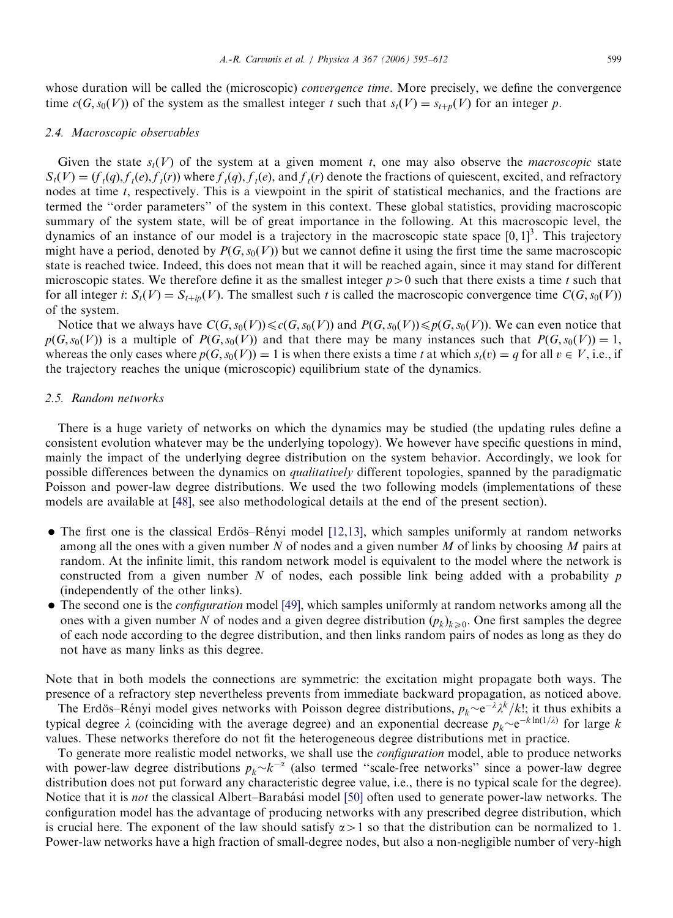whose duration will be called the (microscopic) *convergence time*. More precisely, we define the convergence time $c(G, s_0(V))$ of the system as the smallest integer $t$ such that $s_t(V) = s_{t+p}(V)$ for an integer $p$.

### 2.4. Macroscopic observables

Given the state $s_t(V)$ of the system at a given moment $t$, one may also observe the *macroscopic* state $S_t(V) = (f_t(q), f_t(e), f_t(r))$ where $f_t(q)$, $f_t(e)$, and $f_t(r)$ denote the fractions of quiescent, excited, and refractory nodes at time $t$, respectively. This is a viewpoint in the spirit of statistical mechanics, and the fractions are termed the "order parameters" of the system in this context. These global statistics, providing macroscopic summary of the system state, will be of great importance in the following. At this macroscopic level, the dynamics of an instance of our model is a trajectory in the macroscopic state space $[0, 1]^3$. This trajectory might have a period, denoted by $P(G, s_0(V))$ but we cannot define it using the first time the same macroscopic state is reached twice. Indeed, this does not mean that it will be reached again, since it may stand for different microscopic states. We therefore define it as the smallest integer $p > 0$ such that there exists a time $t$ such that for all integer $i$: $S_t(V) = S_{t+ip}(V)$. The smallest such $t$ is called the macroscopic convergence time $C(G, s_0(V))$ of the system.

Notice that we always have $C(G, s_0(V)) \leqslant c(G, s_0(V))$ and $P(G, s_0(V)) \leqslant p(G, s_0(V))$. We can even notice that $p(G, s_0(V))$ is a multiple of $P(G, s_0(V))$ and that there may be many instances such that $P(G, s_0(V)) = 1$, whereas the only cases where $p(G, s_0(V)) = 1$ is when there exists a time $t$ at which $s_t(v) = q$ for all $v \in V$, i.e., if the trajectory reaches the unique (microscopic) equilibrium state of the dynamics.

### 2.5. Random networks

There is a huge variety of networks on which the dynamics may be studied (the updating rules define a consistent evolution whatever may be the underlying topology). We however have specific questions in mind, mainly the impact of the underlying degree distribution on the system behavior. Accordingly, we look for possible differences between the dynamics on *qualitatively* different topologies, spanned by the paradigmatic Poisson and power-law degree distributions. We used the two following models (implementations of these models are available at [48], see also methodological details at the end of the present section).

- The first one is the classical Erdös–Rényi model [12,13], which samples uniformly at random networks among all the ones with a given number $N$ of nodes and a given number $M$ of links by choosing $M$ pairs at random. At the infinite limit, this random network model is equivalent to the model where the network is constructed from a given number $N$ of nodes, each possible link being added with a probability $p$ (independently of the other links).
- The second one is the *configuration* model [49], which samples uniformly at random networks among all the ones with a given number $N$ of nodes and a given degree distribution $(p_k)_{k \geqslant 0}$. One first samples the degree of each node according to the degree distribution, and then links random pairs of nodes as long as they do not have as many links as this degree.

Note that in both models the connections are symmetric: the excitation might propagate both ways. The presence of a refractory step nevertheless prevents from immediate backward propagation, as noticed above.

The Erdös–Rényi model gives networks with Poisson degree distributions, $p_k \sim e^{-\lambda}\lambda^k/k!$; it thus exhibits a typical degree $\lambda$ (coinciding with the average degree) and an exponential decrease $p_k \sim e^{-k \ln(1/\lambda)}$ for large $k$ values. These networks therefore do not fit the heterogeneous degree distributions met in practice.

To generate more realistic model networks, we shall use the *configuration* model, able to produce networks with power-law degree distributions $p_k \sim k^{-\alpha}$ (also termed "scale-free networks" since a power-law degree distribution does not put forward any characteristic degree value, i.e., there is no typical scale for the degree). Notice that it is *not* the classical Albert–Barabási model [50] often used to generate power-law networks. The configuration model has the advantage of producing networks with any prescribed degree distribution, which is crucial here. The exponent of the law should satisfy $\alpha > 1$ so that the distribution can be normalized to 1. Power-law networks have a high fraction of small-degree nodes, but also a non-negligible number of very-high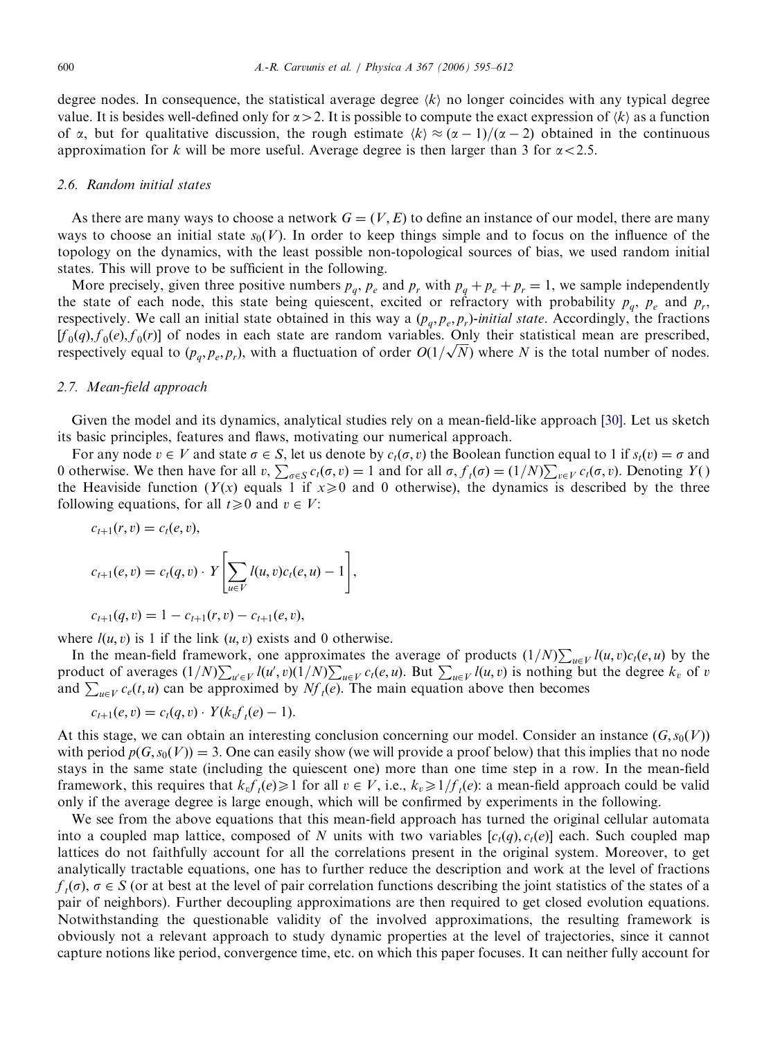degree nodes. In consequence, the statistical average degree $\langle k \rangle$ no longer coincides with any typical degree value. It is besides well-defined only for $\alpha > 2$. It is possible to compute the exact expression of $\langle k \rangle$ as a function of $\alpha$, but for qualitative discussion, the rough estimate $\langle k \rangle \approx (\alpha - 1)/(\alpha - 2)$ obtained in the continuous approximation for $k$ will be more useful. Average degree is then larger than 3 for $\alpha < 2.5$.

### 2.6. Random initial states

As there are many ways to choose a network $G = (V, E)$ to define an instance of our model, there are many ways to choose an initial state $s_0(V)$. In order to keep things simple and to focus on the influence of the topology on the dynamics, with the least possible non-topological sources of bias, we used random initial states. This will prove to be sufficient in the following.

More precisely, given three positive numbers $p_q$, $p_e$ and $p_r$ with $p_q + p_e + p_r = 1$, we sample independently the state of each node, this state being quiescent, excited or refractory with probability $p_q$, $p_e$ and $p_r$, respectively. We call an initial state obtained in this way a $(p_q, p_e, p_r)$-*initial state*. Accordingly, the fractions $[f_0(q), f_0(e), f_0(r)]$ of nodes in each state are random variables. Only their statistical mean are prescribed, respectively equal to $(p_q, p_e, p_r)$, with a fluctuation of order $O(1/\sqrt{N})$ where $N$ is the total number of nodes.

### 2.7. Mean-field approach

Given the model and its dynamics, analytical studies rely on a mean-field-like approach [30]. Let us sketch its basic principles, features and flaws, motivating our numerical approach.

For any node $v \in V$ and state $\sigma \in S$, let us denote by $c_t(\sigma, v)$ the Boolean function equal to 1 if $s_t(v) = \sigma$ and 0 otherwise. We then have for all $v$, $\sum_{\sigma \in S} c_t(\sigma, v) = 1$ and for all $\sigma$, $f_t(\sigma) = (1/N)\sum_{v \in V} c_t(\sigma, v)$. Denoting $Y()$ the Heaviside function ($Y(x)$ equals 1 if $x \geqslant 0$ and 0 otherwise), the dynamics is described by the three following equations, for all $t \geqslant 0$ and $v \in V$:

$$c_{t+1}(r, v) = c_t(e, v),$$

$$c_{t+1}(e, v) = c_t(q, v) \cdot Y\left[\sum_{u \in V} l(u, v) c_t(e, u) - 1\right],$$

$$c_{t+1}(q, v) = 1 - c_{t+1}(r, v) - c_{t+1}(e, v),$$

where $l(u, v)$ is 1 if the link $(u, v)$ exists and 0 otherwise.

In the mean-field framework, one approximates the average of products $(1/N)\sum_{u \in V} l(u, v) c_t(e, u)$ by the product of averages $(1/N)\sum_{u' \in V} l(u', v)(1/N)\sum_{u \in V} c_t(e, u)$. But $\sum_{u \in V} l(u, v)$ is nothing but the degree $k_v$ of $v$ and $\sum_{u \in V} c_e(t, u)$ can be approximated by $Nf_t(e)$. The main equation above then becomes

$$c_{t+1}(e, v) = c_t(q, v) \cdot Y(k_v f_t(e) - 1).$$

At this stage, we can obtain an interesting conclusion concerning our model. Consider an instance $(G, s_0(V))$ with period $p(G, s_0(V)) = 3$. One can easily show (we will provide a proof below) that this implies that no node stays in the same state (including the quiescent one) more than one time step in a row. In the mean-field framework, this requires that $k_v f_t(e) \geqslant 1$ for all $v \in V$, i.e., $k_v \geqslant 1/f_t(e)$: a mean-field approach could be valid only if the average degree is large enough, which will be confirmed by experiments in the following.

We see from the above equations that this mean-field approach has turned the original cellular automata into a coupled map lattice, composed of $N$ units with two variables $[c_t(q), c_t(e)]$ each. Such coupled map lattices do not faithfully account for all the correlations present in the original system. Moreover, to get analytically tractable equations, one has to further reduce the description and work at the level of fractions $f_t(\sigma)$, $\sigma \in S$ (or at best at the level of pair correlation functions describing the joint statistics of the states of a pair of neighbors). Further decoupling approximations are then required to get closed evolution equations. Notwithstanding the questionable validity of the involved approximations, the resulting framework is obviously not a relevant approach to study dynamic properties at the level of trajectories, since it cannot capture notions like period, convergence time, etc. on which this paper focuses. It can neither fully account for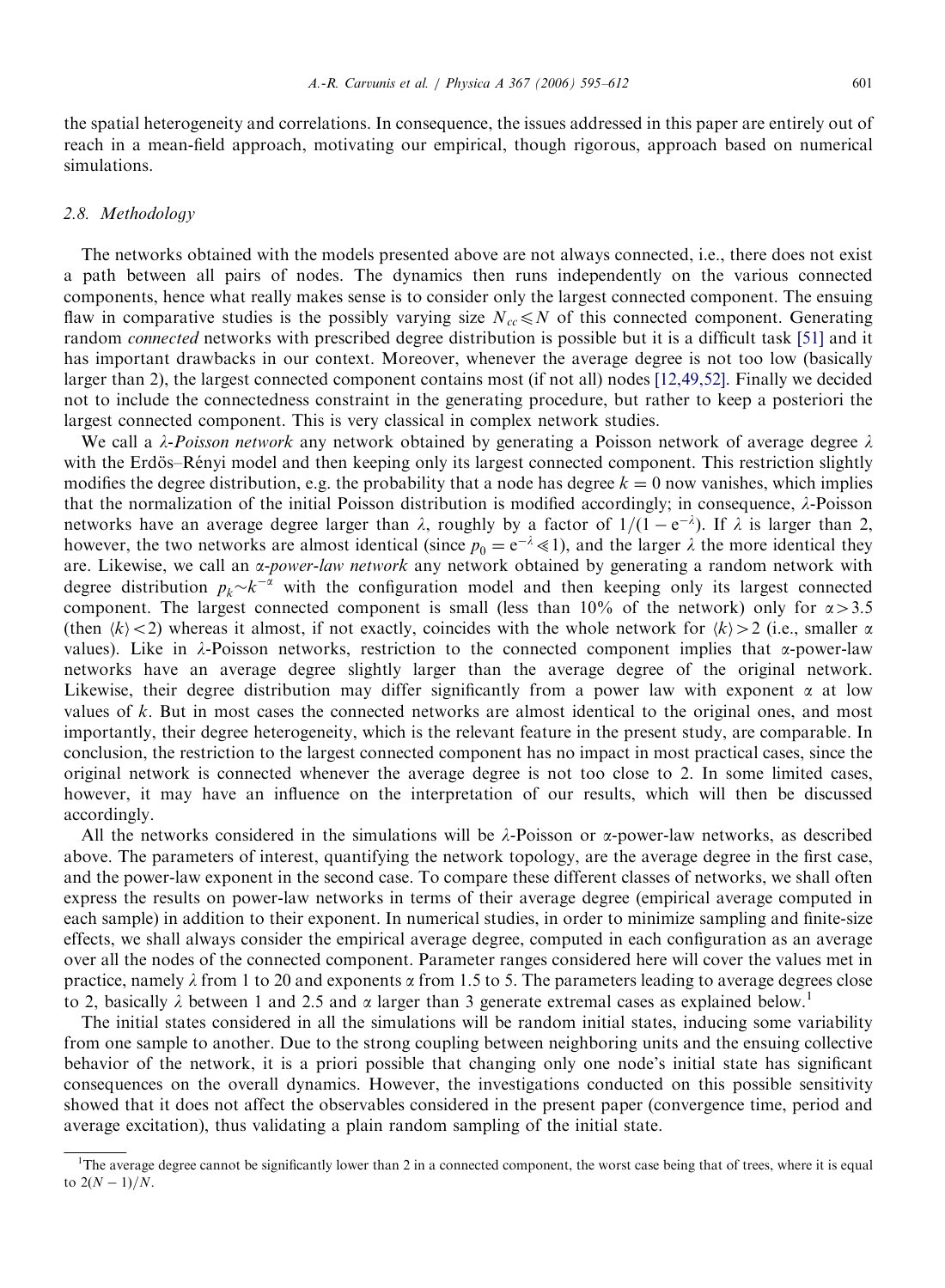the spatial heterogeneity and correlations. In consequence, the issues addressed in this paper are entirely out of reach in a mean-field approach, motivating our empirical, though rigorous, approach based on numerical simulations.

### 2.8. Methodology

The networks obtained with the models presented above are not always connected, i.e., there does not exist a path between all pairs of nodes. The dynamics then runs independently on the various connected components, hence what really makes sense is to consider only the largest connected component. The ensuing flaw in comparative studies is the possibly varying size $N_{cc} \leq N$ of this connected component. Generating random *connected* networks with prescribed degree distribution is possible but it is a difficult task [51] and it has important drawbacks in our context. Moreover, whenever the average degree is not too low (basically larger than 2), the largest connected component contains most (if not all) nodes [12,49,52]. Finally we decided not to include the connectedness constraint in the generating procedure, but rather to keep a posteriori the largest connected component. This is very classical in complex network studies.

We call a $\lambda$-*Poisson network* any network obtained by generating a Poisson network of average degree $\lambda$ with the Erdös–Rényi model and then keeping only its largest connected component. This restriction slightly modifies the degree distribution, e.g. the probability that a node has degree $k = 0$ now vanishes, which implies that the normalization of the initial Poisson distribution is modified accordingly; in consequence, $\lambda$-Poisson networks have an average degree larger than $\lambda$, roughly by a factor of $1/(1 - e^{-\lambda})$. If $\lambda$ is larger than 2, however, the two networks are almost identical (since $p_0 = e^{-\lambda} \ll 1$), and the larger $\lambda$ the more identical they are. Likewise, we call an $\alpha$-*power-law network* any network obtained by generating a random network with degree distribution $p_k \sim k^{-\alpha}$ with the configuration model and then keeping only its largest connected component. The largest connected component is small (less than 10% of the network) only for $\alpha > 3.5$ (then $\langle k \rangle < 2$) whereas it almost, if not exactly, coincides with the whole network for $\langle k \rangle > 2$ (i.e., smaller $\alpha$ values). Like in $\lambda$-Poisson networks, restriction to the connected component implies that $\alpha$-power-law networks have an average degree slightly larger than the average degree of the original network. Likewise, their degree distribution may differ significantly from a power law with exponent $\alpha$ at low values of $k$. But in most cases the connected networks are almost identical to the original ones, and most importantly, their degree heterogeneity, which is the relevant feature in the present study, are comparable. In conclusion, the restriction to the largest connected component has no impact in most practical cases, since the original network is connected whenever the average degree is not too close to 2. In some limited cases, however, it may have an influence on the interpretation of our results, which will then be discussed accordingly.

All the networks considered in the simulations will be $\lambda$-Poisson or $\alpha$-power-law networks, as described above. The parameters of interest, quantifying the network topology, are the average degree in the first case, and the power-law exponent in the second case. To compare these different classes of networks, we shall often express the results on power-law networks in terms of their average degree (empirical average computed in each sample) in addition to their exponent. In numerical studies, in order to minimize sampling and finite-size effects, we shall always consider the empirical average degree, computed in each configuration as an average over all the nodes of the connected component. Parameter ranges considered here will cover the values met in practice, namely $\lambda$ from 1 to 20 and exponents $\alpha$ from 1.5 to 5. The parameters leading to average degrees close to 2, basically $\lambda$ between 1 and 2.5 and $\alpha$ larger than 3 generate extremal cases as explained below.[1]

The initial states considered in all the simulations will be random initial states, inducing some variability from one sample to another. Due to the strong coupling between neighboring units and the ensuing collective behavior of the network, it is a priori possible that changing only one node's initial state has significant consequences on the overall dynamics. However, the investigations conducted on this possible sensitivity showed that it does not affect the observables considered in the present paper (convergence time, period and average excitation), thus validating a plain random sampling of the initial state.

---

[1] The average degree cannot be significantly lower than 2 in a connected component, the worst case being that of trees, where it is equal to $2(N-1)/N$.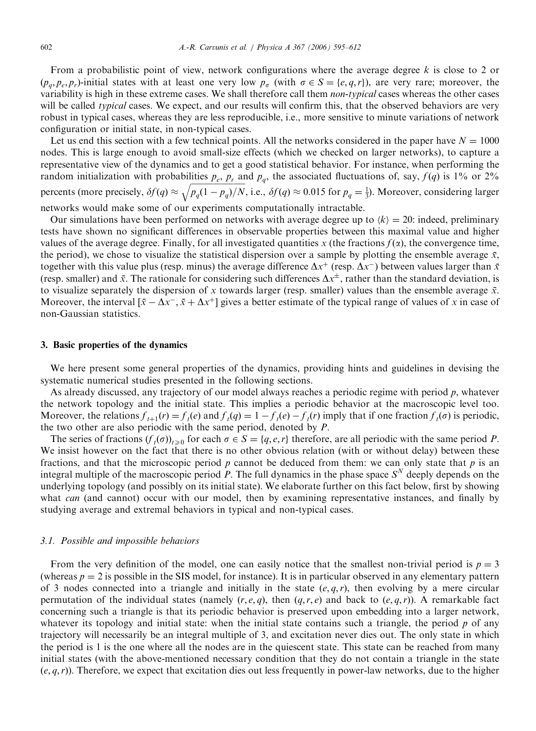From a probabilistic point of view, network configurations where the average degree $k$ is close to 2 or $(p_q, p_e, p_r)$-initial states with at least one very low $p_\sigma$ (with $\sigma \in S = \{e, q, r\}$), are very rare; moreover, the variability is high in these extreme cases. We shall therefore call them *non-typical* cases whereas the other cases will be called *typical* cases. We expect, and our results will confirm this, that the observed behaviors are very robust in typical cases, whereas they are less reproducible, i.e., more sensitive to minute variations of network configuration or initial state, in non-typical cases.

Let us end this section with a few technical points. All the networks considered in the paper have $N = 1000$ nodes. This is large enough to avoid small-size effects (which we checked on larger networks), to capture a representative view of the dynamics and to get a good statistical behavior. For instance, when performing the random initialization with probabilities $p_e$, $p_r$ and $p_q$, the associated fluctuations of, say, $f(q)$ is 1% or 2% percents (more precisely, $\delta f(q) \approx \sqrt{p_q(1-p_q)/N}$, i.e., $\delta f(q) \approx 0.015$ for $p_q = \frac{1}{3}$). Moreover, considering larger networks would make some of our experiments computationally intractable.

Our simulations have been performed on networks with average degree up to $\langle k \rangle = 20$: indeed, preliminary tests have shown no significant differences in observable properties between this maximal value and higher values of the average degree. Finally, for all investigated quantities $x$ (the fractions $f(\alpha)$, the convergence time, the period), we chose to visualize the statistical dispersion over a sample by plotting the ensemble average $\bar{x}$, together with this value plus (resp. minus) the average difference $\Delta x^+$ (resp. $\Delta x^-$) between values larger than $\bar{x}$ (resp. smaller) and $\bar{x}$. The rationale for considering such differences $\Delta x^\pm$, rather than the standard deviation, is to visualize separately the dispersion of $x$ towards larger (resp. smaller) values than the ensemble average $\bar{x}$. Moreover, the interval $[\bar{x} - \Delta x^-, \bar{x} + \Delta x^+]$ gives a better estimate of the typical range of values of $x$ in case of non-Gaussian statistics.

## 3. Basic properties of the dynamics

We here present some general properties of the dynamics, providing hints and guidelines in devising the systematic numerical studies presented in the following sections.

As already discussed, any trajectory of our model always reaches a periodic regime with period $p$, whatever the network topology and the initial state. This implies a periodic behavior at the macroscopic level too. Moreover, the relations $f_{t+1}(r) = f_t(e)$ and $f_t(q) = 1 - f_t(e) - f_t(r)$ imply that if one fraction $f_t(\sigma)$ is periodic, the two other are also periodic with the same period, denoted by $P$.

The series of fractions $(f_t(\sigma))_{t \geq 0}$ for each $\sigma \in S = \{q, e, r\}$ therefore, are all periodic with the same period $P$. We insist however on the fact that there is no other obvious relation (with or without delay) between these fractions, and that the microscopic period $p$ cannot be deduced from them: we can only state that $p$ is an integral multiple of the macroscopic period $P$. The full dynamics in the phase space $S^N$ deeply depends on the underlying topology (and possibly on its initial state). We elaborate further on this fact below, first by showing what *can* (and cannot) occur with our model, then by examining representative instances, and finally by studying average and extremal behaviors in typical and non-typical cases.

### 3.1. Possible and impossible behaviors

From the very definition of the model, one can easily notice that the smallest non-trivial period is $p = 3$ (whereas $p = 2$ is possible in the SIS model, for instance). It is in particular observed in any elementary pattern of 3 nodes connected into a triangle and initially in the state $(e, q, r)$, then evolving by a mere circular permutation of the individual states (namely $(r, e, q)$, then $(q, r, e)$ and back to $(e, q, r)$). A remarkable fact concerning such a triangle is that its periodic behavior is preserved upon embedding into a larger network, whatever its topology and initial state: when the initial state contains such a triangle, the period $p$ of any trajectory will necessarily be an integral multiple of 3, and excitation never dies out. The only state in which the period is 1 is the one where all the nodes are in the quiescent state. This state can be reached from many initial states (with the above-mentioned necessary condition that they do not contain a triangle in the state $(e, q, r)$). Therefore, we expect that excitation dies out less frequently in power-law networks, due to the higher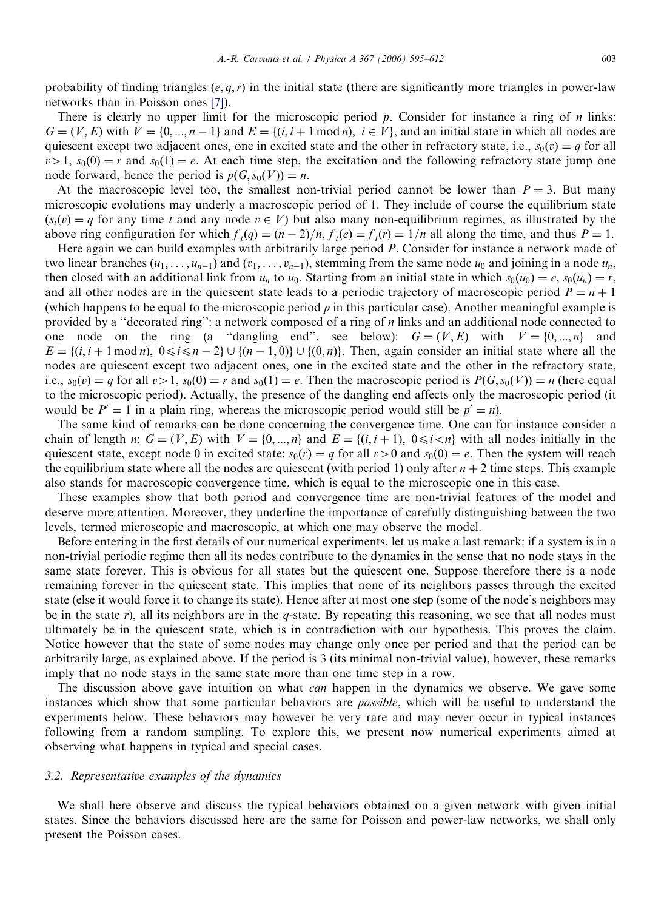probability of finding triangles $(e, q, r)$ in the initial state (there are significantly more triangles in power-law networks than in Poisson ones [7]).

There is clearly no upper limit for the microscopic period $p$. Consider for instance a ring of $n$ links: $G = (V, E)$ with $V = \{0, ..., n-1\}$ and $E = \{(i, i+1 \bmod n),\ i \in V\}$, and an initial state in which all nodes are quiescent except two adjacent ones, one in excited state and the other in refractory state, i.e., $s_0(v) = q$ for all $v > 1$, $s_0(0) = r$ and $s_0(1) = e$. At each time step, the excitation and the following refractory state jump one node forward, hence the period is $p(G, s_0(V)) = n$.

At the macroscopic level too, the smallest non-trivial period cannot be lower than $P = 3$. But many microscopic evolutions may underly a macroscopic period of 1. They include of course the equilibrium state ($s_t(v) = q$ for any time $t$ and any node $v \in V$) but also many non-equilibrium regimes, as illustrated by the above ring configuration for which $f_t(q) = (n-2)/n$, $f_t(e) = f_t(r) = 1/n$ all along the time, and thus $P = 1$.

Here again we can build examples with arbitrarily large period $P$. Consider for instance a network made of two linear branches $(u_1, \ldots, u_{n-1})$ and $(v_1, \ldots, v_{n-1})$, stemming from the same node $u_0$ and joining in a node $u_n$, then closed with an additional link from $u_n$ to $u_0$. Starting from an initial state in which $s_0(u_0) = e$, $s_0(u_n) = r$, and all other nodes are in the quiescent state leads to a periodic trajectory of macroscopic period $P = n+1$ (which happens to be equal to the microscopic period $p$ in this particular case). Another meaningful example is provided by a "decorated ring": a network composed of a ring of $n$ links and an additional node connected to one node on the ring (a "dangling end", see below): $G = (V, E)$ with $V = \{0, ..., n\}$ and $E = \{(i, i+1 \bmod n),\ 0 \leqslant i \leqslant n-2\} \cup \{(n-1, 0)\} \cup \{(0, n)\}$. Then, again consider an initial state where all the nodes are quiescent except two adjacent ones, one in the excited state and the other in the refractory state, i.e., $s_0(v) = q$ for all $v > 1$, $s_0(0) = r$ and $s_0(1) = e$. Then the macroscopic period is $P(G, s_0(V)) = n$ (here equal to the microscopic period). Actually, the presence of the dangling end affects only the macroscopic period (it would be $P' = 1$ in a plain ring, whereas the microscopic period would still be $p' = n$).

The same kind of remarks can be done concerning the convergence time. One can for instance consider a chain of length $n$: $G = (V, E)$ with $V = \{0, ..., n\}$ and $E = \{(i, i+1),\ 0 \leqslant i < n\}$ with all nodes initially in the quiescent state, except node 0 in excited state: $s_0(v) = q$ for all $v > 0$ and $s_0(0) = e$. Then the system will reach the equilibrium state where all the nodes are quiescent (with period 1) only after $n+2$ time steps. This example also stands for macroscopic convergence time, which is equal to the microscopic one in this case.

These examples show that both period and convergence time are non-trivial features of the model and deserve more attention. Moreover, they underline the importance of carefully distinguishing between the two levels, termed microscopic and macroscopic, at which one may observe the model.

Before entering in the first details of our numerical experiments, let us make a last remark: if a system is in a non-trivial periodic regime then all its nodes contribute to the dynamics in the sense that no node stays in the same state forever. This is obvious for all states but the quiescent one. Suppose therefore there is a node remaining forever in the quiescent state. This implies that none of its neighbors passes through the excited state (else it would force it to change its state). Hence after at most one step (some of the node's neighbors may be in the state $r$), all its neighbors are in the $q$-state. By repeating this reasoning, we see that all nodes must ultimately be in the quiescent state, which is in contradiction with our hypothesis. This proves the claim. Notice however that the state of some nodes may change only once per period and that the period can be arbitrarily large, as explained above. If the period is 3 (its minimal non-trivial value), however, these remarks imply that no node stays in the same state more than one time step in a row.

The discussion above gave intuition on what *can* happen in the dynamics we observe. We gave some instances which show that some particular behaviors are *possible*, which will be useful to understand the experiments below. These behaviors may however be very rare and may never occur in typical instances following from a random sampling. To explore this, we present now numerical experiments aimed at observing what happens in typical and special cases.

### 3.2. Representative examples of the dynamics

We shall here observe and discuss the typical behaviors obtained on a given network with given initial states. Since the behaviors discussed here are the same for Poisson and power-law networks, we shall only present the Poisson cases.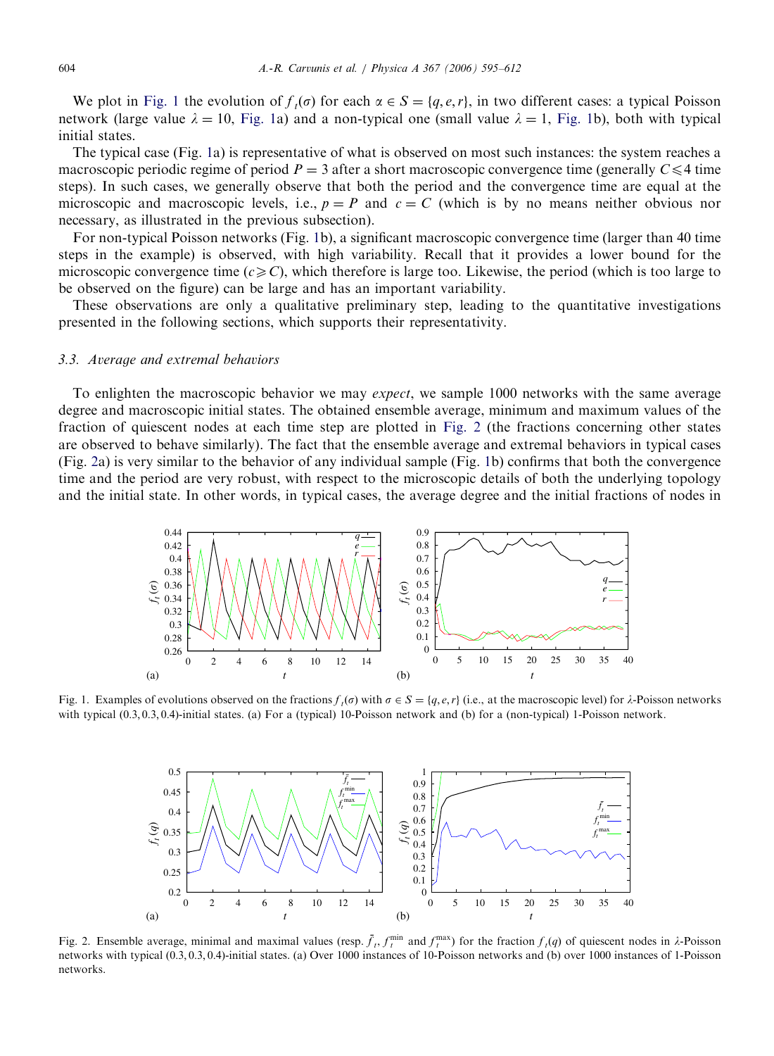We plot in Fig. 1 the evolution of $f_t(\sigma)$ for each $\alpha \in S = \{q, e, r\}$, in two different cases: a typical Poisson network (large value $\lambda = 10$, Fig. 1a) and a non-typical one (small value $\lambda = 1$, Fig. 1b), both with typical initial states.

The typical case (Fig. 1a) is representative of what is observed on most such instances: the system reaches a macroscopic periodic regime of period $P = 3$ after a short macroscopic convergence time (generally $C \leqslant 4$ time steps). In such cases, we generally observe that both the period and the convergence time are equal at the microscopic and macroscopic levels, i.e., $p = P$ and $c = C$ (which is by no means neither obvious nor necessary, as illustrated in the previous subsection).

For non-typical Poisson networks (Fig. 1b), a significant macroscopic convergence time (larger than 40 time steps in the example) is observed, with high variability. Recall that it provides a lower bound for the microscopic convergence time ($c \geqslant C$), which therefore is large too. Likewise, the period (which is too large to be observed on the figure) can be large and has an important variability.

These observations are only a qualitative preliminary step, leading to the quantitative investigations presented in the following sections, which supports their representativity.

### 3.3. Average and extremal behaviors

To enlighten the macroscopic behavior we may *expect*, we sample 1000 networks with the same average degree and macroscopic initial states. The obtained ensemble average, minimum and maximum values of the fraction of quiescent nodes at each time step are plotted in Fig. 2 (the fractions concerning other states are observed to behave similarly). The fact that the ensemble average and extremal behaviors in typical cases (Fig. 2a) is very similar to the behavior of any individual sample (Fig. 1b) confirms that both the convergence time and the period are very robust, with respect to the microscopic details of both the underlying topology and the initial state. In other words, in typical cases, the average degree and the initial fractions of nodes in

Fig. 1. Examples of evolutions observed on the fractions $f_t(\sigma)$ with $\sigma \in S = \{q, e, r\}$ (i.e., at the macroscopic level) for $\lambda$-Poisson networks with typical (0.3, 0.3, 0.4)-initial states. (a) For a (typical) 10-Poisson network and (b) for a (non-typical) 1-Poisson network.

Fig. 2. Ensemble average, minimal and maximal values (resp. $\bar{f}_t$, $f_t^{\min}$ and $f_t^{\max}$) for the fraction $f_t(q)$ of quiescent nodes in $\lambda$-Poisson networks with typical (0.3, 0.3, 0.4)-initial states. (a) Over 1000 instances of 10-Poisson networks and (b) over 1000 instances of 1-Poisson networks.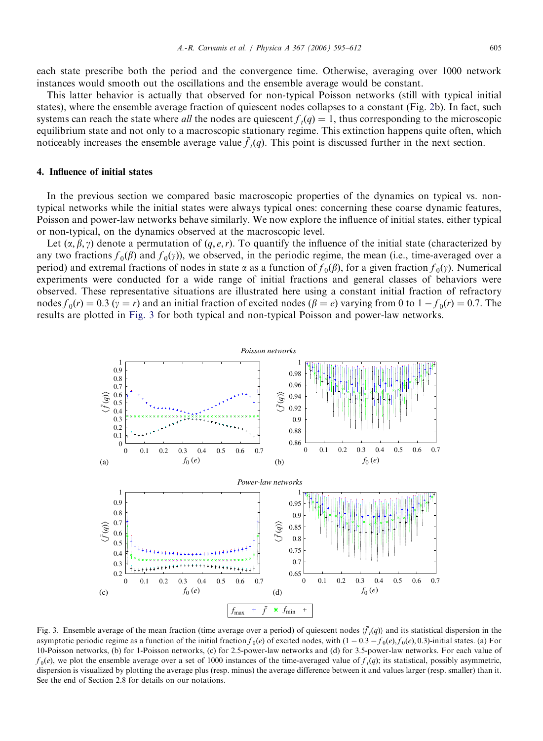each state prescribe both the period and the convergence time. Otherwise, averaging over 1000 network instances would smooth out the oscillations and the ensemble average would be constant.

This latter behavior is actually that observed for non-typical Poisson networks (still with typical initial states), where the ensemble average fraction of quiescent nodes collapses to a constant (Fig. 2b). In fact, such systems can reach the state where *all* the nodes are quiescent $f_t(q) = 1$, thus corresponding to the microscopic equilibrium state and not only to a macroscopic stationary regime. This extinction happens quite often, which noticeably increases the ensemble average value $\bar{f}_t(q)$. This point is discussed further in the next section.

## 4. Influence of initial states

In the previous section we compared basic macroscopic properties of the dynamics on typical vs. non-typical networks while the initial states were always typical ones: concerning these coarse dynamic features, Poisson and power-law networks behave similarly. We now explore the influence of initial states, either typical or non-typical, on the dynamics observed at the macroscopic level.

Let $(\alpha, \beta, \gamma)$ denote a permutation of $(q, e, r)$. To quantify the influence of the initial state (characterized by any two fractions $f_0(\beta)$ and $f_0(\gamma)$), we observed, in the periodic regime, the mean (i.e., time-averaged over a period) and extremal fractions of nodes in state $\alpha$ as a function of $f_0(\beta)$, for a given fraction $f_0(\gamma)$. Numerical experiments were conducted for a wide range of initial fractions and general classes of behaviors were observed. These representative situations are illustrated here using a constant initial fraction of refractory nodes $f_0(r) = 0.3$ ($\gamma = r$) and an initial fraction of excited nodes ($\beta = e$) varying from 0 to $1 - f_0(r) = 0.7$. The results are plotted in Fig. 3 for both typical and non-typical Poisson and power-law networks.

Fig. 3. Ensemble average of the mean fraction (time average over a period) of quiescent nodes $\langle \bar{f}_t(q) \rangle$ and its statistical dispersion in the asymptotic periodic regime as a function of the initial fraction $f_0(e)$ of excited nodes, with $(1 - 0.3 - f_0(e), f_0(e), 0.3)$-initial states. (a) For 10-Poisson networks, (b) for 1-Poisson networks, (c) for 2.5-power-law networks and (d) for 3.5-power-law networks. For each value of $f_0(e)$, we plot the ensemble average over a set of 1000 instances of the time-averaged value of $f_t(q)$; its statistical, possibly asymmetric, dispersion is visualized by plotting the average plus (resp. minus) the average difference between it and values larger (resp. smaller) than it. See the end of Section 2.8 for details on our notations.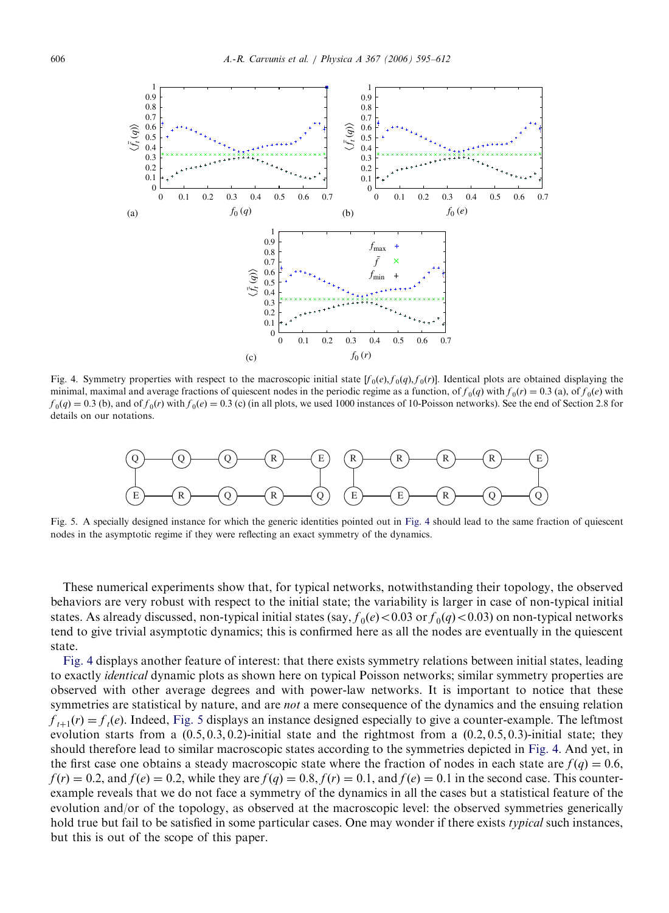Fig. 4. Symmetry properties with respect to the macroscopic initial state $[f_0(e), f_0(q), f_0(r)]$. Identical plots are obtained displaying the minimal, maximal and average fractions of quiescent nodes in the periodic regime as a function, of $f_0(q)$ with $f_0(r) = 0.3$ (a), of $f_0(e)$ with $f_0(q) = 0.3$ (b), and of $f_0(r)$ with $f_0(e) = 0.3$ (c) (in all plots, we used 1000 instances of 10-Poisson networks). See the end of Section 2.8 for details on our notations.

Fig. 5. A specially designed instance for which the generic identities pointed out in Fig. 4 should lead to the same fraction of quiescent nodes in the asymptotic regime if they were reflecting an exact symmetry of the dynamics.

These numerical experiments show that, for typical networks, notwithstanding their topology, the observed behaviors are very robust with respect to the initial state; the variability is larger in case of non-typical initial states. As already discussed, non-typical initial states (say, $f_0(e) < 0.03$ or $f_0(q) < 0.03$) on non-typical networks tend to give trivial asymptotic dynamics; this is confirmed here as all the nodes are eventually in the quiescent state.

Fig. 4 displays another feature of interest: that there exists symmetry relations between initial states, leading to exactly *identical* dynamic plots as shown here on typical Poisson networks; similar symmetry properties are observed with other average degrees and with power-law networks. It is important to notice that these symmetries are statistical by nature, and are *not* a mere consequence of the dynamics and the ensuing relation $f_{t+1}(r) = f_t(e)$. Indeed, Fig. 5 displays an instance designed especially to give a counter-example. The leftmost evolution starts from a $(0.5, 0.3, 0.2)$-initial state and the rightmost from a $(0.2, 0.5, 0.3)$-initial state; they should therefore lead to similar macroscopic states according to the symmetries depicted in Fig. 4. And yet, in the first case one obtains a steady macroscopic state where the fraction of nodes in each state are $f(q) = 0.6$, $f(r) = 0.2$, and $f(e) = 0.2$, while they are $f(q) = 0.8$, $f(r) = 0.1$, and $f(e) = 0.1$ in the second case. This counter-example reveals that we do not face a symmetry of the dynamics in all the cases but a statistical feature of the evolution and/or of the topology, as observed at the macroscopic level: the observed symmetries generically hold true but fail to be satisfied in some particular cases. One may wonder if there exists *typical* such instances, but this is out of the scope of this paper.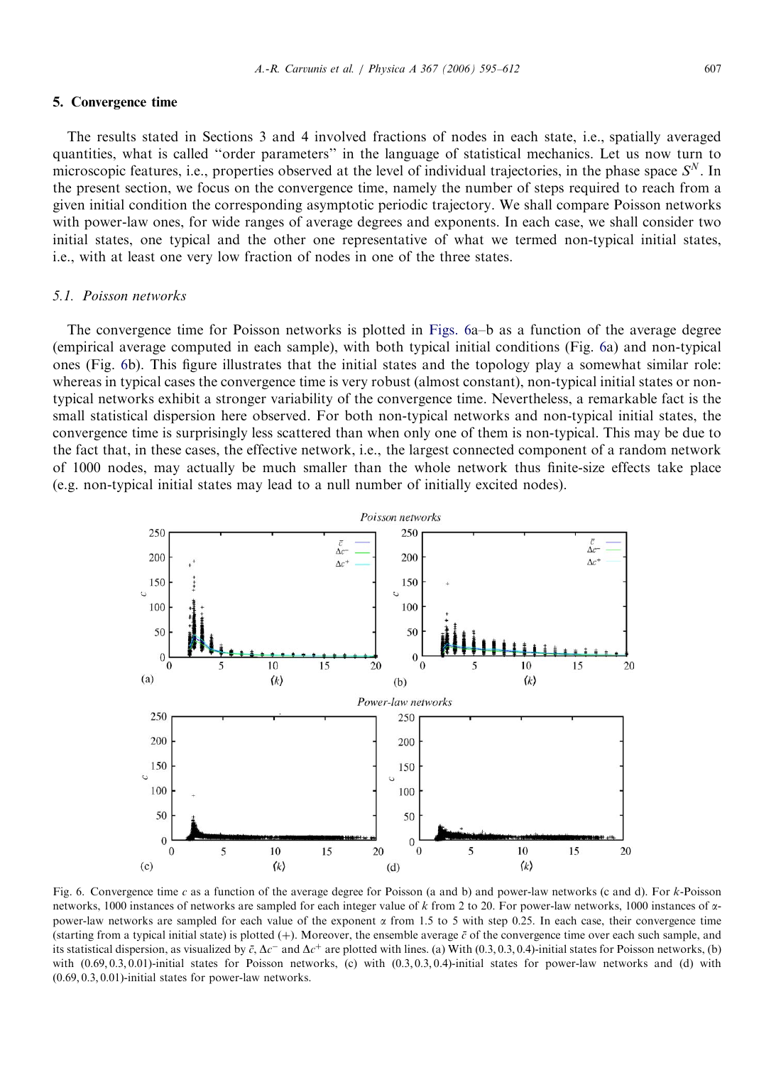## 5. Convergence time

The results stated in Sections 3 and 4 involved fractions of nodes in each state, i.e., spatially averaged quantities, what is called "order parameters" in the language of statistical mechanics. Let us now turn to microscopic features, i.e., properties observed at the level of individual trajectories, in the phase space $S^N$. In the present section, we focus on the convergence time, namely the number of steps required to reach from a given initial condition the corresponding asymptotic periodic trajectory. We shall compare Poisson networks with power-law ones, for wide ranges of average degrees and exponents. In each case, we shall consider two initial states, one typical and the other one representative of what we termed non-typical initial states, i.e., with at least one very low fraction of nodes in one of the three states.

### 5.1. Poisson networks

The convergence time for Poisson networks is plotted in Figs. 6a–b as a function of the average degree (empirical average computed in each sample), with both typical initial conditions (Fig. 6a) and non-typical ones (Fig. 6b). This figure illustrates that the initial states and the topology play a somewhat similar role: whereas in typical cases the convergence time is very robust (almost constant), non-typical initial states or non-typical networks exhibit a stronger variability of the convergence time. Nevertheless, a remarkable fact is the small statistical dispersion here observed. For both non-typical networks and non-typical initial states, the convergence time is surprisingly less scattered than when only one of them is non-typical. This may be due to the fact that, in these cases, the effective network, i.e., the largest connected component of a random network of 1000 nodes, may actually be much smaller than the whole network thus finite-size effects take place (e.g. non-typical initial states may lead to a null number of initially excited nodes).

Fig. 6. Convergence time $c$ as a function of the average degree for Poisson (a and b) and power-law networks (c and d). For $k$-Poisson networks, 1000 instances of networks are sampled for each integer value of $k$ from 2 to 20. For power-law networks, 1000 instances of $\alpha$-power-law networks are sampled for each value of the exponent $\alpha$ from 1.5 to 5 with step 0.25. In each case, their convergence time (starting from a typical initial state) is plotted (+). Moreover, the ensemble average $\bar{c}$ of the convergence time over each such sample, and its statistical dispersion, as visualized by $\bar{c}$, $\Delta c^-$ and $\Delta c^+$ are plotted with lines. (a) With (0.3, 0.3, 0.4)-initial states for Poisson networks, (b) with (0.69, 0.3, 0.01)-initial states for Poisson networks, (c) with (0.3, 0.3, 0.4)-initial states for power-law networks and (d) with (0.69, 0.3, 0.01)-initial states for power-law networks.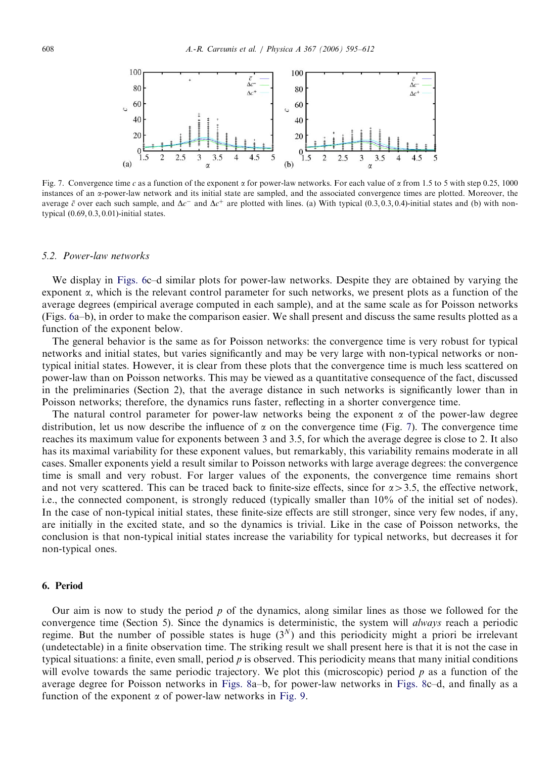Fig. 7. Convergence time $c$ as a function of the exponent $\alpha$ for power-law networks. For each value of $\alpha$ from 1.5 to 5 with step 0.25, 1000 instances of an $\alpha$-power-law network and its initial state are sampled, and the associated convergence times are plotted. Moreover, the average $\bar{c}$ over each such sample, and $\Delta c^{-}$ and $\Delta c^{+}$ are plotted with lines. (a) With typical (0.3, 0.3, 0.4)-initial states and (b) with non-typical (0.69, 0.3, 0.01)-initial states.

### 5.2. Power-law networks

We display in Figs. 6c–d similar plots for power-law networks. Despite they are obtained by varying the exponent $\alpha$, which is the relevant control parameter for such networks, we present plots as a function of the average degrees (empirical average computed in each sample), and at the same scale as for Poisson networks (Figs. 6a–b), in order to make the comparison easier. We shall present and discuss the same results plotted as a function of the exponent below.

The general behavior is the same as for Poisson networks: the convergence time is very robust for typical networks and initial states, but varies significantly and may be very large with non-typical networks or non-typical initial states. However, it is clear from these plots that the convergence time is much less scattered on power-law than on Poisson networks. This may be viewed as a quantitative consequence of the fact, discussed in the preliminaries (Section 2), that the average distance in such networks is significantly lower than in Poisson networks; therefore, the dynamics runs faster, reflecting in a shorter convergence time.

The natural control parameter for power-law networks being the exponent $\alpha$ of the power-law degree distribution, let us now describe the influence of $\alpha$ on the convergence time (Fig. 7). The convergence time reaches its maximum value for exponents between 3 and 3.5, for which the average degree is close to 2. It also has its maximal variability for these exponent values, but remarkably, this variability remains moderate in all cases. Smaller exponents yield a result similar to Poisson networks with large average degrees: the convergence time is small and very robust. For larger values of the exponents, the convergence time remains short and not very scattered. This can be traced back to finite-size effects, since for $\alpha > 3.5$, the effective network, i.e., the connected component, is strongly reduced (typically smaller than 10% of the initial set of nodes). In the case of non-typical initial states, these finite-size effects are still stronger, since very few nodes, if any, are initially in the excited state, and so the dynamics is trivial. Like in the case of Poisson networks, the conclusion is that non-typical initial states increase the variability for typical networks, but decreases it for non-typical ones.

## 6. Period

Our aim is now to study the period $p$ of the dynamics, along similar lines as those we followed for the convergence time (Section 5). Since the dynamics is deterministic, the system will *always* reach a periodic regime. But the number of possible states is huge ($3^N$) and this periodicity might a priori be irrelevant (undetectable) in a finite observation time. The striking result we shall present here is that it is not the case in typical situations: a finite, even small, period $p$ is observed. This periodicity means that many initial conditions will evolve towards the same periodic trajectory. We plot this (microscopic) period $p$ as a function of the average degree for Poisson networks in Figs. 8a–b, for power-law networks in Figs. 8c–d, and finally as a function of the exponent $\alpha$ of power-law networks in Fig. 9.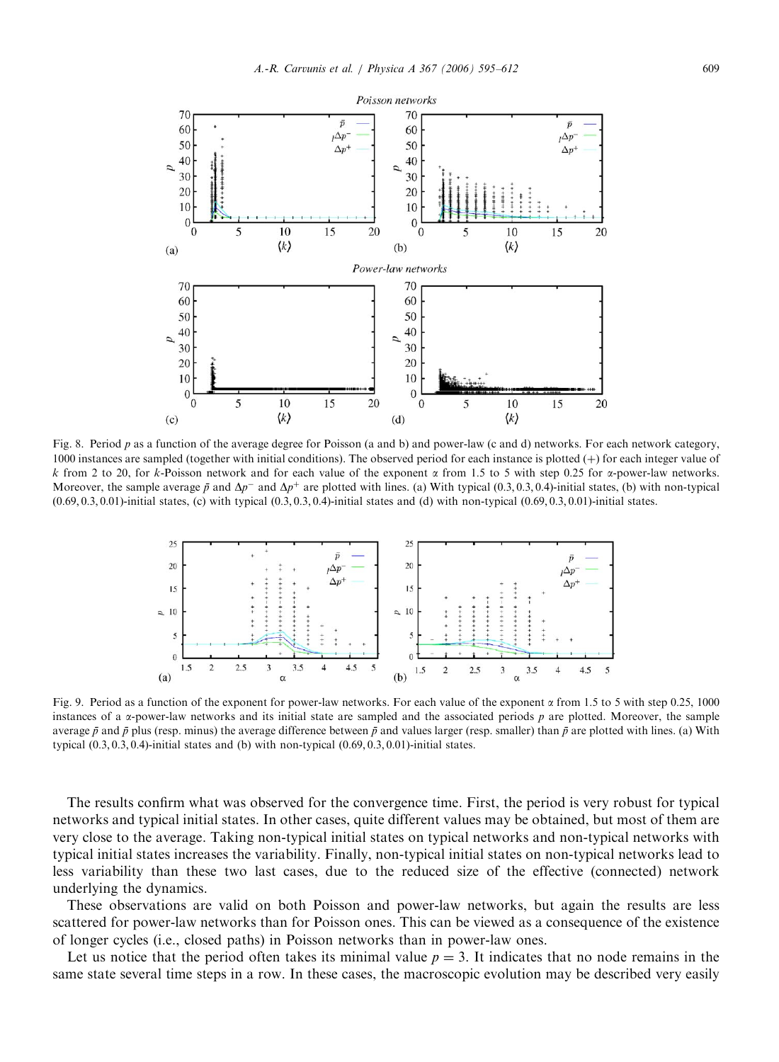Fig. 8. Period $p$ as a function of the average degree for Poisson (a and b) and power-law (c and d) networks. For each network category, 1000 instances are sampled (together with initial conditions). The observed period for each instance is plotted (+) for each integer value of $k$ from 2 to 20, for $k$-Poisson network and for each value of the exponent $\alpha$ from 1.5 to 5 with step 0.25 for $\alpha$-power-law networks. Moreover, the sample average $\bar{p}$ and $\Delta p^-$ and $\Delta p^+$ are plotted with lines. (a) With typical (0.3, 0.3, 0.4)-initial states, (b) with non-typical (0.69, 0.3, 0.01)-initial states, (c) with typical (0.3, 0.3, 0.4)-initial states and (d) with non-typical (0.69, 0.3, 0.01)-initial states.

Fig. 9. Period as a function of the exponent for power-law networks. For each value of the exponent $\alpha$ from 1.5 to 5 with step 0.25, 1000 instances of a $\alpha$-power-law networks and its initial state are sampled and the associated periods $p$ are plotted. Moreover, the sample average $\bar{p}$ and $\bar{p}$ plus (resp. minus) the average difference between $\bar{p}$ and values larger (resp. smaller) than $\bar{p}$ are plotted with lines. (a) With typical (0.3, 0.3, 0.4)-initial states and (b) with non-typical (0.69, 0.3, 0.01)-initial states.

The results confirm what was observed for the convergence time. First, the period is very robust for typical networks and typical initial states. In other cases, quite different values may be obtained, but most of them are very close to the average. Taking non-typical initial states on typical networks and non-typical networks with typical initial states increases the variability. Finally, non-typical initial states on non-typical networks lead to less variability than these two last cases, due to the reduced size of the effective (connected) network underlying the dynamics.

These observations are valid on both Poisson and power-law networks, but again the results are less scattered for power-law networks than for Poisson ones. This can be viewed as a consequence of the existence of longer cycles (i.e., closed paths) in Poisson networks than in power-law ones.

Let us notice that the period often takes its minimal value $p = 3$. It indicates that no node remains in the same state several time steps in a row. In these cases, the macroscopic evolution may be described very easily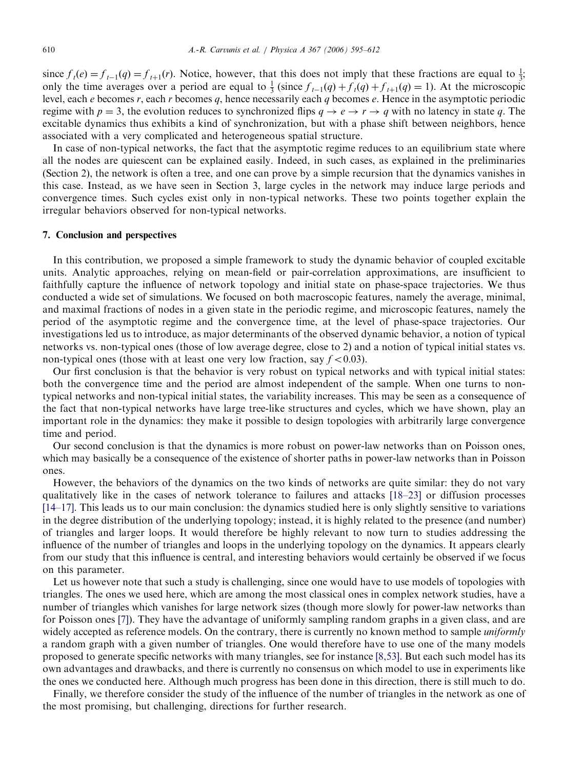since $f_t(e) = f_{t-1}(q) = f_{t+1}(r)$. Notice, however, that this does not imply that these fractions are equal to $\frac{1}{3}$; only the time averages over a period are equal to $\frac{1}{3}$ (since $f_{t-1}(q) + f_t(q) + f_{t+1}(q) = 1$). At the microscopic level, each $e$ becomes $r$, each $r$ becomes $q$, hence necessarily each $q$ becomes $e$. Hence in the asymptotic periodic regime with $p = 3$, the evolution reduces to synchronized flips $q \to e \to r \to q$ with no latency in state $q$. The excitable dynamics thus exhibits a kind of synchronization, but with a phase shift between neighbors, hence associated with a very complicated and heterogeneous spatial structure.

In case of non-typical networks, the fact that the asymptotic regime reduces to an equilibrium state where all the nodes are quiescent can be explained easily. Indeed, in such cases, as explained in the preliminaries (Section 2), the network is often a tree, and one can prove by a simple recursion that the dynamics vanishes in this case. Instead, as we have seen in Section 3, large cycles in the network may induce large periods and convergence times. Such cycles exist only in non-typical networks. These two points together explain the irregular behaviors observed for non-typical networks.

## 7. Conclusion and perspectives

In this contribution, we proposed a simple framework to study the dynamic behavior of coupled excitable units. Analytic approaches, relying on mean-field or pair-correlation approximations, are insufficient to faithfully capture the influence of network topology and initial state on phase-space trajectories. We thus conducted a wide set of simulations. We focused on both macroscopic features, namely the average, minimal, and maximal fractions of nodes in a given state in the periodic regime, and microscopic features, namely the period of the asymptotic regime and the convergence time, at the level of phase-space trajectories. Our investigations led us to introduce, as major determinants of the observed dynamic behavior, a notion of typical networks vs. non-typical ones (those of low average degree, close to 2) and a notion of typical initial states vs. non-typical ones (those with at least one very low fraction, say $f < 0.03$).

Our first conclusion is that the behavior is very robust on typical networks and with typical initial states: both the convergence time and the period are almost independent of the sample. When one turns to non-typical networks and non-typical initial states, the variability increases. This may be seen as a consequence of the fact that non-typical networks have large tree-like structures and cycles, which we have shown, play an important role in the dynamics: they make it possible to design topologies with arbitrarily large convergence time and period.

Our second conclusion is that the dynamics is more robust on power-law networks than on Poisson ones, which may basically be a consequence of the existence of shorter paths in power-law networks than in Poisson ones.

However, the behaviors of the dynamics on the two kinds of networks are quite similar: they do not vary qualitatively like in the cases of network tolerance to failures and attacks [18–23] or diffusion processes [14–17]. This leads us to our main conclusion: the dynamics studied here is only slightly sensitive to variations in the degree distribution of the underlying topology; instead, it is highly related to the presence (and number) of triangles and larger loops. It would therefore be highly relevant to now turn to studies addressing the influence of the number of triangles and loops in the underlying topology on the dynamics. It appears clearly from our study that this influence is central, and interesting behaviors would certainly be observed if we focus on this parameter.

Let us however note that such a study is challenging, since one would have to use models of topologies with triangles. The ones we used here, which are among the most classical ones in complex network studies, have a number of triangles which vanishes for large network sizes (though more slowly for power-law networks than for Poisson ones [7]). They have the advantage of uniformly sampling random graphs in a given class, and are widely accepted as reference models. On the contrary, there is currently no known method to sample *uniformly* a random graph with a given number of triangles. One would therefore have to use one of the many models proposed to generate specific networks with many triangles, see for instance [8,53]. But each such model has its own advantages and drawbacks, and there is currently no consensus on which model to use in experiments like the ones we conducted here. Although much progress has been done in this direction, there is still much to do.

Finally, we therefore consider the study of the influence of the number of triangles in the network as one of the most promising, but challenging, directions for further research.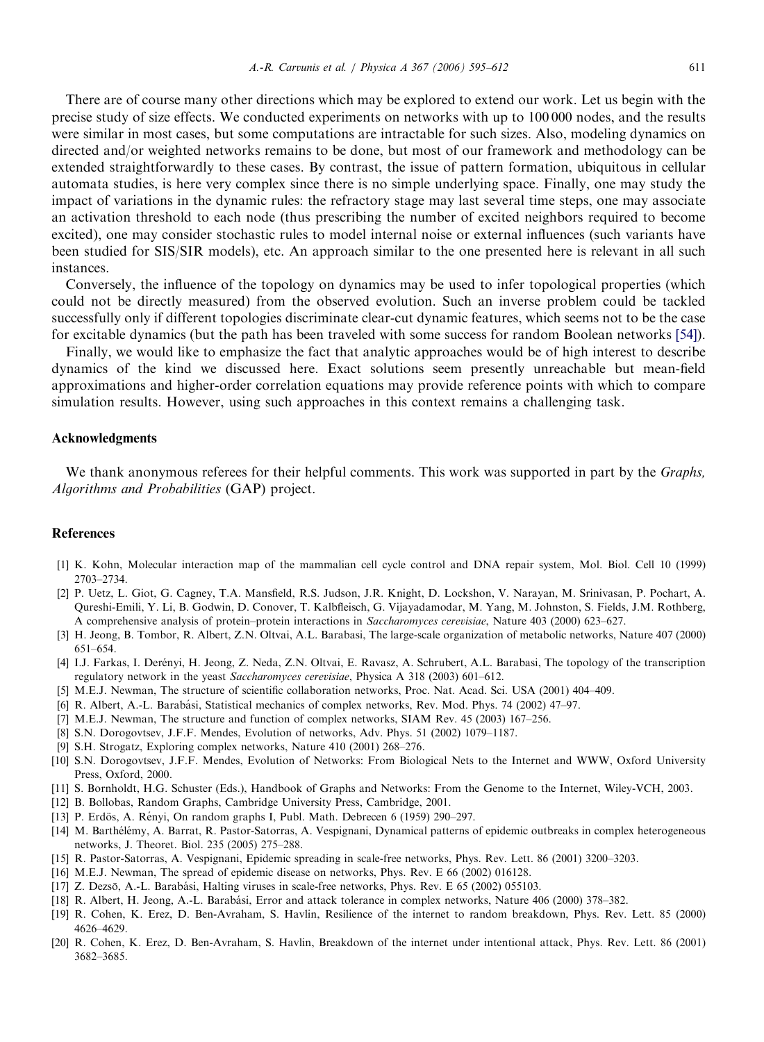There are of course many other directions which may be explored to extend our work. Let us begin with the precise study of size effects. We conducted experiments on networks with up to 100 000 nodes, and the results were similar in most cases, but some computations are intractable for such sizes. Also, modeling dynamics on directed and/or weighted networks remains to be done, but most of our framework and methodology can be extended straightforwardly to these cases. By contrast, the issue of pattern formation, ubiquitous in cellular automata studies, is here very complex since there is no simple underlying space. Finally, one may study the impact of variations in the dynamic rules: the refractory stage may last several time steps, one may associate an activation threshold to each node (thus prescribing the number of excited neighbors required to become excited), one may consider stochastic rules to model internal noise or external influences (such variants have been studied for SIS/SIR models), etc. An approach similar to the one presented here is relevant in all such instances.

Conversely, the influence of the topology on dynamics may be used to infer topological properties (which could not be directly measured) from the observed evolution. Such an inverse problem could be tackled successfully only if different topologies discriminate clear-cut dynamic features, which seems not to be the case for excitable dynamics (but the path has been traveled with some success for random Boolean networks [54]).

Finally, we would like to emphasize the fact that analytic approaches would be of high interest to describe dynamics of the kind we discussed here. Exact solutions seem presently unreachable but mean-field approximations and higher-order correlation equations may provide reference points with which to compare simulation results. However, using such approaches in this context remains a challenging task.

## Acknowledgments

We thank anonymous referees for their helpful comments. This work was supported in part by the *Graphs, Algorithms and Probabilities* (GAP) project.

## References

[1] K. Kohn, Molecular interaction map of the mammalian cell cycle control and DNA repair system, Mol. Biol. Cell 10 (1999) 2703–2734.

[2] P. Uetz, L. Giot, G. Cagney, T.A. Mansfield, R.S. Judson, J.R. Knight, D. Lockshon, V. Narayan, M. Srinivasan, P. Pochart, A. Qureshi-Emili, Y. Li, B. Godwin, D. Conover, T. Kalbfleisch, G. Vijayadamodar, M. Yang, M. Johnston, S. Fields, J.M. Rothberg, A comprehensive analysis of protein–protein interactions in *Saccharomyces cerevisiae*, Nature 403 (2000) 623–627.

[3] H. Jeong, B. Tombor, R. Albert, Z.N. Oltvai, A.L. Barabasi, The large-scale organization of metabolic networks, Nature 407 (2000) 651–654.

[4] I.J. Farkas, I. Derényi, H. Jeong, Z. Neda, Z.N. Oltvai, E. Ravasz, A. Schrubert, A.L. Barabasi, The topology of the transcription regulatory network in the yeast *Saccharomyces cerevisiae*, Physica A 318 (2003) 601–612.

[5] M.E.J. Newman, The structure of scientific collaboration networks, Proc. Nat. Acad. Sci. USA (2001) 404–409.

[6] R. Albert, A.-L. Barabási, Statistical mechanics of complex networks, Rev. Mod. Phys. 74 (2002) 47–97.

[7] M.E.J. Newman, The structure and function of complex networks, SIAM Rev. 45 (2003) 167–256.

[8] S.N. Dorogovtsev, J.F.F. Mendes, Evolution of networks, Adv. Phys. 51 (2002) 1079–1187.

[9] S.H. Strogatz, Exploring complex networks, Nature 410 (2001) 268–276.

[10] S.N. Dorogovtsev, J.F.F. Mendes, Evolution of Networks: From Biological Nets to the Internet and WWW, Oxford University Press, Oxford, 2000.

[11] S. Bornholdt, H.G. Schuster (Eds.), Handbook of Graphs and Networks: From the Genome to the Internet, Wiley-VCH, 2003.

[12] B. Bollobas, Random Graphs, Cambridge University Press, Cambridge, 2001.

[13] P. Erdös, A. Rényi, On random graphs I, Publ. Math. Debrecen 6 (1959) 290–297.

[14] M. Barthélémy, A. Barrat, R. Pastor-Satorras, A. Vespignani, Dynamical patterns of epidemic outbreaks in complex heterogeneous networks, J. Theoret. Biol. 235 (2005) 275–288.

[15] R. Pastor-Satorras, A. Vespignani, Epidemic spreading in scale-free networks, Phys. Rev. Lett. 86 (2001) 3200–3203.

[16] M.E.J. Newman, The spread of epidemic disease on networks, Phys. Rev. E 66 (2002) 016128.

[17] Z. Dezsö, A.-L. Barabási, Halting viruses in scale-free networks, Phys. Rev. E 65 (2002) 055103.

[18] R. Albert, H. Jeong, A.-L. Barabási, Error and attack tolerance in complex networks, Nature 406 (2000) 378–382.

[19] R. Cohen, K. Erez, D. Ben-Avraham, S. Havlin, Resilience of the internet to random breakdown, Phys. Rev. Lett. 85 (2000) 4626–4629.

[20] R. Cohen, K. Erez, D. Ben-Avraham, S. Havlin, Breakdown of the internet under intentional attack, Phys. Rev. Lett. 86 (2001) 3682–3685.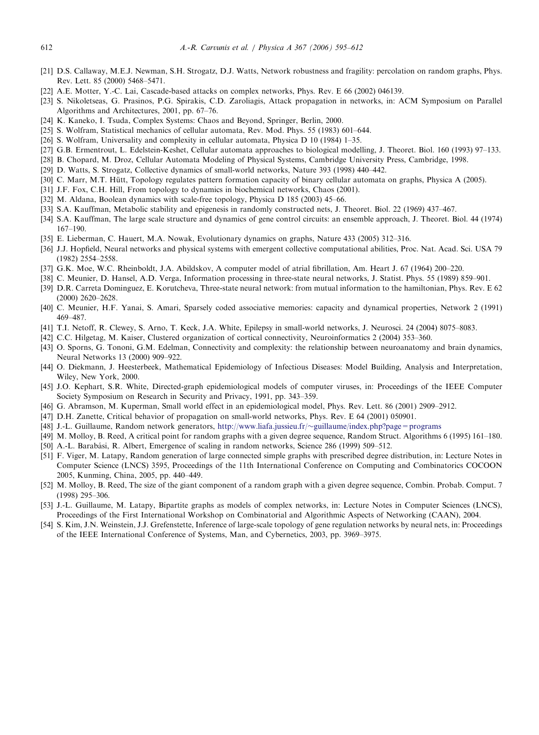[21] D.S. Callaway, M.E.J. Newman, S.H. Strogatz, D.J. Watts, Network robustness and fragility: percolation on random graphs, Phys. Rev. Lett. 85 (2000) 5468–5471.

[22] A.E. Motter, Y.-C. Lai, Cascade-based attacks on complex networks, Phys. Rev. E 66 (2002) 046139.

[23] S. Nikoletseas, G. Prasinos, P.G. Spirakis, C.D. Zaroliagis, Attack propagation in networks, in: ACM Symposium on Parallel Algorithms and Architectures, 2001, pp. 67–76.

[24] K. Kaneko, I. Tsuda, Complex Systems: Chaos and Beyond, Springer, Berlin, 2000.

[25] S. Wolfram, Statistical mechanics of cellular automata, Rev. Mod. Phys. 55 (1983) 601–644.

[26] S. Wolfram, Universality and complexity in cellular automata, Physica D 10 (1984) 1–35.

[27] G.B. Ermentrout, L. Edelstein-Keshet, Cellular automata approaches to biological modelling, J. Theoret. Biol. 160 (1993) 97–133.

[28] B. Chopard, M. Droz, Cellular Automata Modeling of Physical Systems, Cambridge University Press, Cambridge, 1998.

[29] D. Watts, S. Strogatz, Collective dynamics of small-world networks, Nature 393 (1998) 440–442.

[30] C. Marr, M.T. Hütt, Topology regulates pattern formation capacity of binary cellular automata on graphs, Physica A (2005).

[31] J.F. Fox, C.H. Hill, From topology to dynamics in biochemical networks, Chaos (2001).

[32] M. Aldana, Boolean dynamics with scale-free topology, Physica D 185 (2003) 45–66.

[33] S.A. Kauffman, Metabolic stability and epigenesis in randomly constructed nets, J. Theoret. Biol. 22 (1969) 437–467.

[34] S.A. Kauffman, The large scale structure and dynamics of gene control circuits: an ensemble approach, J. Theoret. Biol. 44 (1974) 167–190.

[35] E. Lieberman, C. Hauert, M.A. Nowak, Evolutionary dynamics on graphs, Nature 433 (2005) 312–316.

[36] J.J. Hopfield, Neural networks and physical systems with emergent collective computational abilities, Proc. Nat. Acad. Sci. USA 79 (1982) 2554–2558.

[37] G.K. Moe, W.C. Rheinboldt, J.A. Abildskov, A computer model of atrial fibrillation, Am. Heart J. 67 (1964) 200–220.

[38] C. Meunier, D. Hansel, A.D. Verga, Information processing in three-state neural networks, J. Statist. Phys. 55 (1989) 859–901.

[39] D.R. Carreta Dominguez, E. Korutcheva, Three-state neural network: from mutual information to the hamiltonian, Phys. Rev. E 62 (2000) 2620–2628.

[40] C. Meunier, H.F. Yanai, S. Amari, Sparsely coded associative memories: capacity and dynamical properties, Network 2 (1991) 469–487.

[41] T.I. Netoff, R. Clewey, S. Arno, T. Keck, J.A. White, Epilepsy in small-world networks, J. Neurosci. 24 (2004) 8075–8083.

[42] C.C. Hilgetag, M. Kaiser, Clustered organization of cortical connectivity, Neuroinformatics 2 (2004) 353–360.

[43] O. Sporns, G. Tononi, G.M. Edelman, Connectivity and complexity: the relationship between neuroanatomy and brain dynamics, Neural Networks 13 (2000) 909–922.

[44] O. Diekmann, J. Heesterbeek, Mathematical Epidemiology of Infectious Diseases: Model Building, Analysis and Interpretation, Wiley, New York, 2000.

[45] J.O. Kephart, S.R. White, Directed-graph epidemiological models of computer viruses, in: Proceedings of the IEEE Computer Society Symposium on Research in Security and Privacy, 1991, pp. 343–359.

[46] G. Abramson, M. Kuperman, Small world effect in an epidemiological model, Phys. Rev. Lett. 86 (2001) 2909–2912.

[47] D.H. Zanette, Critical behavior of propagation on small-world networks, Phys. Rev. E 64 (2001) 050901.

[48] J.-L. Guillaume, Random network generators, http://www.liafa.jussieu.fr/~guillaume/index.php?page=programs

[49] M. Molloy, B. Reed, A critical point for random graphs with a given degree sequence, Random Struct. Algorithms 6 (1995) 161–180.

[50] A.-L. Barabási, R. Albert, Emergence of scaling in random networks, Science 286 (1999) 509–512.

[51] F. Viger, M. Latapy, Random generation of large connected simple graphs with prescribed degree distribution, in: Lecture Notes in Computer Science (LNCS) 3595, Proceedings of the 11th International Conference on Computing and Combinatorics COCOON 2005, Kunming, China, 2005, pp. 440–449.

[52] M. Molloy, B. Reed, The size of the giant component of a random graph with a given degree sequence, Combin. Probab. Comput. 7 (1998) 295–306.

[53] J.-L. Guillaume, M. Latapy, Bipartite graphs as models of complex networks, in: Lecture Notes in Computer Sciences (LNCS), Proceedings of the First International Workshop on Combinatorial and Algorithmic Aspects of Networking (CAAN), 2004.

[54] S. Kim, J.N. Weinstein, J.J. Grefenstette, Inference of large-scale topology of gene regulation networks by neural nets, in: Proceedings of the IEEE International Conference of Systems, Man, and Cybernetics, 2003, pp. 3969–3975.